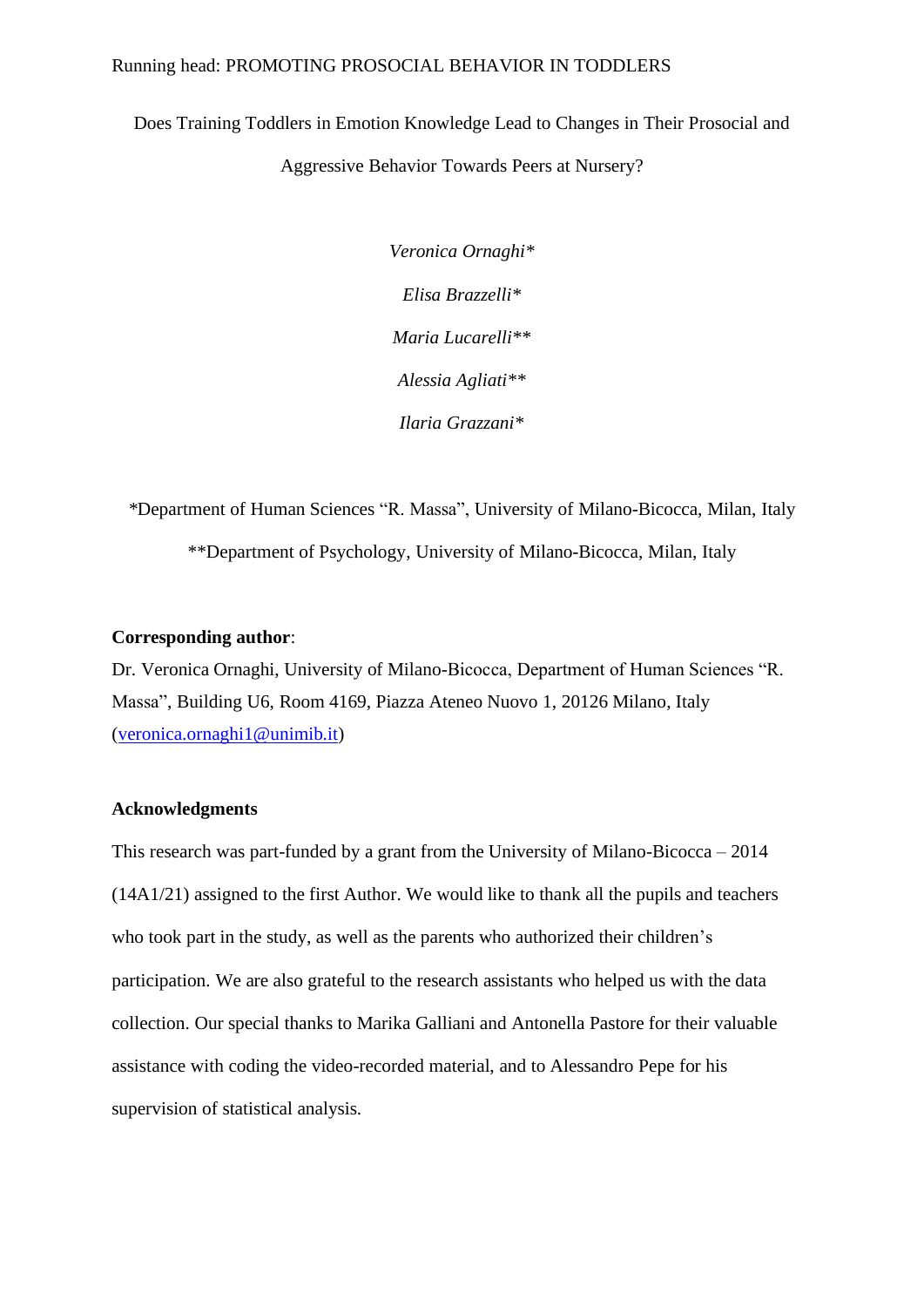Running head: PROMOTING PROSOCIAL BEHAVIOR IN TODDLERS

# Does Training Toddlers in Emotion Knowledge Lead to Changes in Their Prosocial and Aggressive Behavior Towards Peers at Nursery?

*Veronica Ornaghi**

*Elisa Brazzelli**

*Maria Lucarelli***

*Alessia Agliati***

*Ilaria Grazzani**

*Department of Human Sciences "R. Massa", University of Milano-Bicocca, Milan, Italy

**Department of Psychology, University of Milano-Bicocca, Milan, Italy

**Corresponding author**:
Dr. Veronica Ornaghi, University of Milano-Bicocca, Department of Human Sciences "R. Massa", Building U6, Room 4169, Piazza Ateneo Nuovo 1, 20126 Milano, Italy (veronica.ornaghi1@unimib.it)

**Acknowledgments**

This research was part-funded by a grant from the University of Milano-Bicocca – 2014 (14A1/21) assigned to the first Author. We would like to thank all the pupils and teachers who took part in the study, as well as the parents who authorized their children's participation. We are also grateful to the research assistants who helped us with the data collection. Our special thanks to Marika Galliani and Antonella Pastore for their valuable assistance with coding the video-recorded material, and to Alessandro Pepe for his supervision of statistical analysis.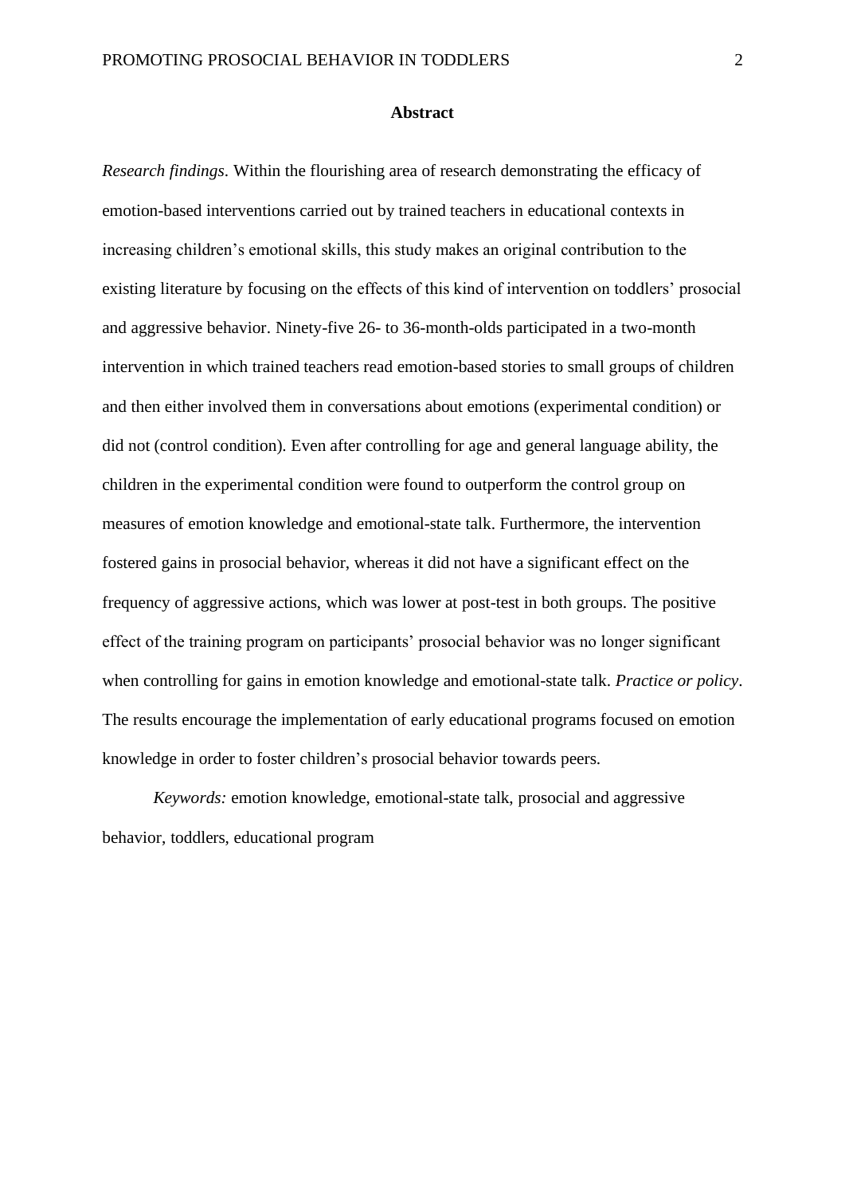## Abstract

*Research findings*. Within the flourishing area of research demonstrating the efficacy of emotion-based interventions carried out by trained teachers in educational contexts in increasing children's emotional skills, this study makes an original contribution to the existing literature by focusing on the effects of this kind of intervention on toddlers' prosocial and aggressive behavior. Ninety-five 26- to 36-month-olds participated in a two-month intervention in which trained teachers read emotion-based stories to small groups of children and then either involved them in conversations about emotions (experimental condition) or did not (control condition). Even after controlling for age and general language ability, the children in the experimental condition were found to outperform the control group on measures of emotion knowledge and emotional-state talk. Furthermore, the intervention fostered gains in prosocial behavior, whereas it did not have a significant effect on the frequency of aggressive actions, which was lower at post-test in both groups. The positive effect of the training program on participants' prosocial behavior was no longer significant when controlling for gains in emotion knowledge and emotional-state talk. *Practice or policy*. The results encourage the implementation of early educational programs focused on emotion knowledge in order to foster children's prosocial behavior towards peers.

*Keywords:* emotion knowledge, emotional-state talk, prosocial and aggressive behavior, toddlers, educational program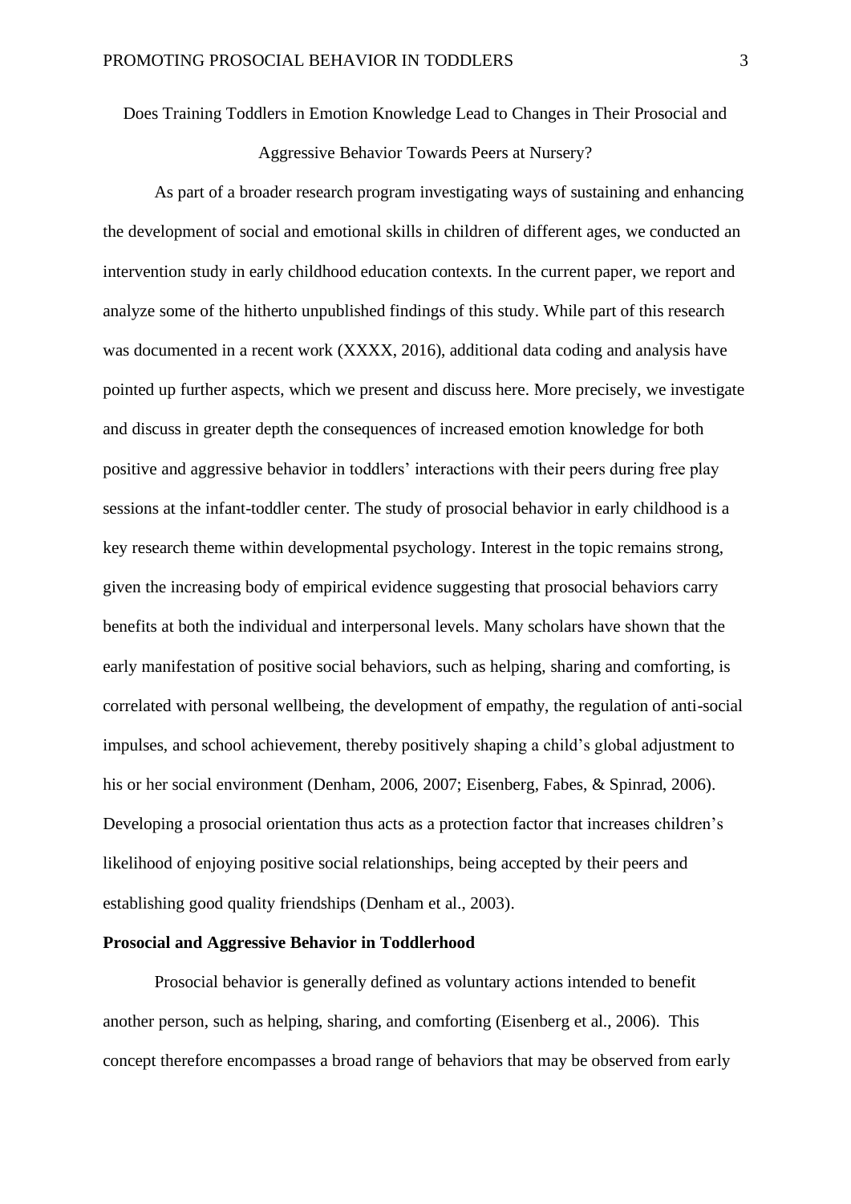# Does Training Toddlers in Emotion Knowledge Lead to Changes in Their Prosocial and Aggressive Behavior Towards Peers at Nursery?

As part of a broader research program investigating ways of sustaining and enhancing the development of social and emotional skills in children of different ages, we conducted an intervention study in early childhood education contexts. In the current paper, we report and analyze some of the hitherto unpublished findings of this study. While part of this research was documented in a recent work (XXXX, 2016), additional data coding and analysis have pointed up further aspects, which we present and discuss here. More precisely, we investigate and discuss in greater depth the consequences of increased emotion knowledge for both positive and aggressive behavior in toddlers' interactions with their peers during free play sessions at the infant-toddler center. The study of prosocial behavior in early childhood is a key research theme within developmental psychology. Interest in the topic remains strong, given the increasing body of empirical evidence suggesting that prosocial behaviors carry benefits at both the individual and interpersonal levels. Many scholars have shown that the early manifestation of positive social behaviors, such as helping, sharing and comforting, is correlated with personal wellbeing, the development of empathy, the regulation of anti-social impulses, and school achievement, thereby positively shaping a child's global adjustment to his or her social environment (Denham, 2006, 2007; Eisenberg, Fabes, & Spinrad, 2006). Developing a prosocial orientation thus acts as a protection factor that increases children's likelihood of enjoying positive social relationships, being accepted by their peers and establishing good quality friendships (Denham et al., 2003).

## Prosocial and Aggressive Behavior in Toddlerhood

Prosocial behavior is generally defined as voluntary actions intended to benefit another person, such as helping, sharing, and comforting (Eisenberg et al., 2006). This concept therefore encompasses a broad range of behaviors that may be observed from early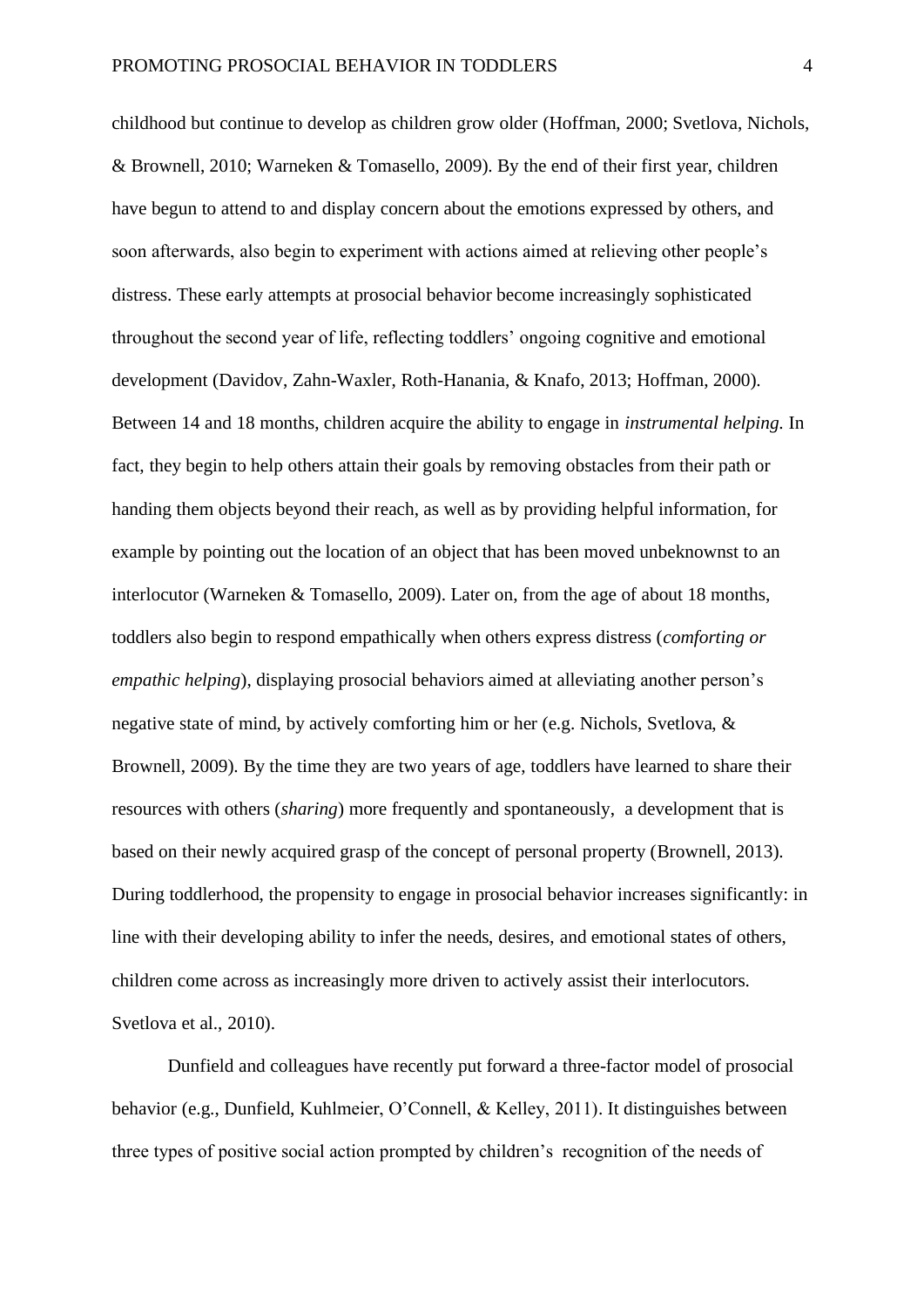childhood but continue to develop as children grow older (Hoffman, 2000; Svetlova, Nichols, & Brownell, 2010; Warneken & Tomasello, 2009). By the end of their first year, children have begun to attend to and display concern about the emotions expressed by others, and soon afterwards, also begin to experiment with actions aimed at relieving other people's distress. These early attempts at prosocial behavior become increasingly sophisticated throughout the second year of life, reflecting toddlers' ongoing cognitive and emotional development (Davidov, Zahn-Waxler, Roth-Hanania, & Knafo, 2013; Hoffman, 2000). Between 14 and 18 months, children acquire the ability to engage in *instrumental helping.* In fact, they begin to help others attain their goals by removing obstacles from their path or handing them objects beyond their reach, as well as by providing helpful information, for example by pointing out the location of an object that has been moved unbeknownst to an interlocutor (Warneken & Tomasello, 2009). Later on, from the age of about 18 months, toddlers also begin to respond empathically when others express distress (*comforting or empathic helping*), displaying prosocial behaviors aimed at alleviating another person's negative state of mind, by actively comforting him or her (e.g. Nichols, Svetlova, & Brownell, 2009). By the time they are two years of age, toddlers have learned to share their resources with others (*sharing*) more frequently and spontaneously, a development that is based on their newly acquired grasp of the concept of personal property (Brownell, 2013). During toddlerhood, the propensity to engage in prosocial behavior increases significantly: in line with their developing ability to infer the needs, desires, and emotional states of others, children come across as increasingly more driven to actively assist their interlocutors. Svetlova et al., 2010).

Dunfield and colleagues have recently put forward a three-factor model of prosocial behavior (e.g., Dunfield, Kuhlmeier, O'Connell, & Kelley, 2011). It distinguishes between three types of positive social action prompted by children's recognition of the needs of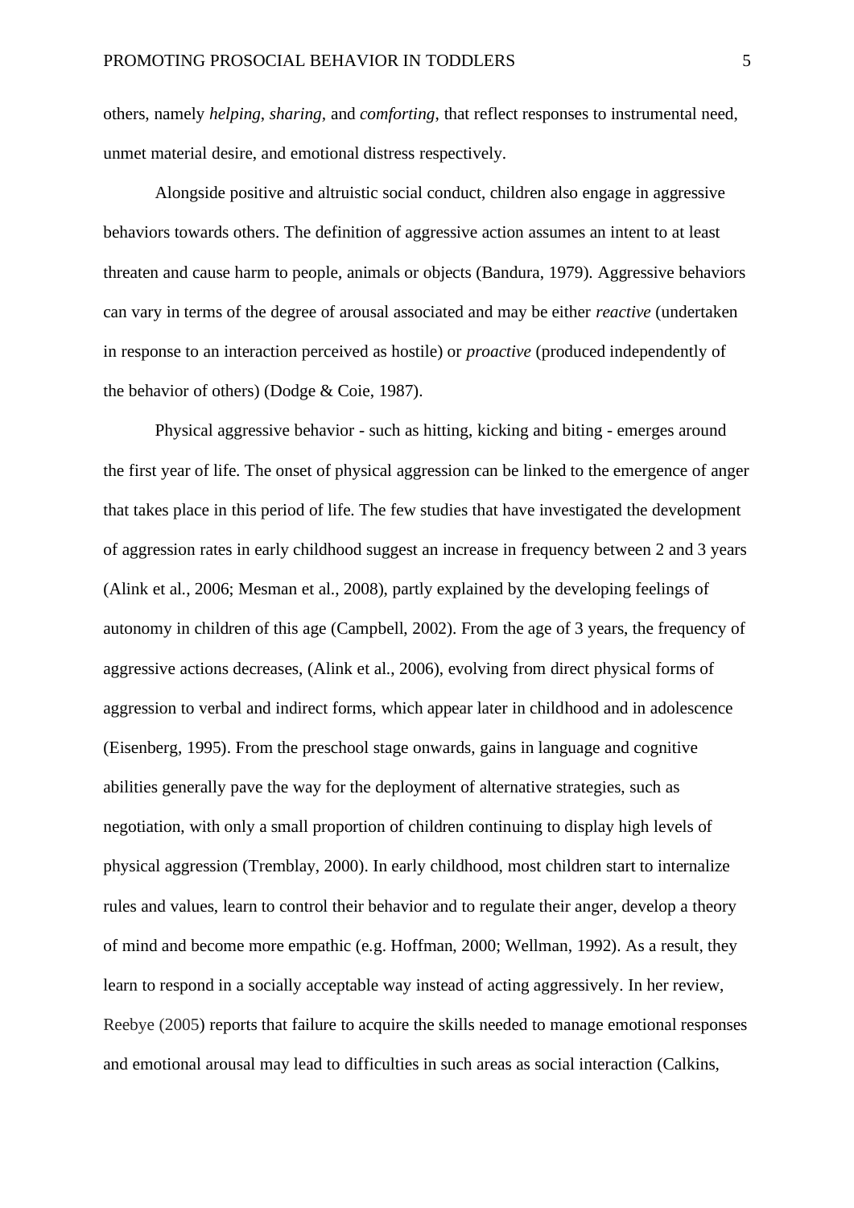others, namely *helping*, *sharing*, and *comforting*, that reflect responses to instrumental need, unmet material desire, and emotional distress respectively.

Alongside positive and altruistic social conduct, children also engage in aggressive behaviors towards others. The definition of aggressive action assumes an intent to at least threaten and cause harm to people, animals or objects (Bandura, 1979). Aggressive behaviors can vary in terms of the degree of arousal associated and may be either *reactive* (undertaken in response to an interaction perceived as hostile) or *proactive* (produced independently of the behavior of others) (Dodge & Coie, 1987).

Physical aggressive behavior - such as hitting, kicking and biting - emerges around the first year of life. The onset of physical aggression can be linked to the emergence of anger that takes place in this period of life. The few studies that have investigated the development of aggression rates in early childhood suggest an increase in frequency between 2 and 3 years (Alink et al., 2006; Mesman et al., 2008), partly explained by the developing feelings of autonomy in children of this age (Campbell, 2002). From the age of 3 years, the frequency of aggressive actions decreases, (Alink et al., 2006), evolving from direct physical forms of aggression to verbal and indirect forms, which appear later in childhood and in adolescence (Eisenberg, 1995). From the preschool stage onwards, gains in language and cognitive abilities generally pave the way for the deployment of alternative strategies, such as negotiation, with only a small proportion of children continuing to display high levels of physical aggression (Tremblay, 2000). In early childhood, most children start to internalize rules and values, learn to control their behavior and to regulate their anger, develop a theory of mind and become more empathic (e.g. Hoffman, 2000; Wellman, 1992). As a result, they learn to respond in a socially acceptable way instead of acting aggressively. In her review, Reebye (2005) reports that failure to acquire the skills needed to manage emotional responses and emotional arousal may lead to difficulties in such areas as social interaction (Calkins,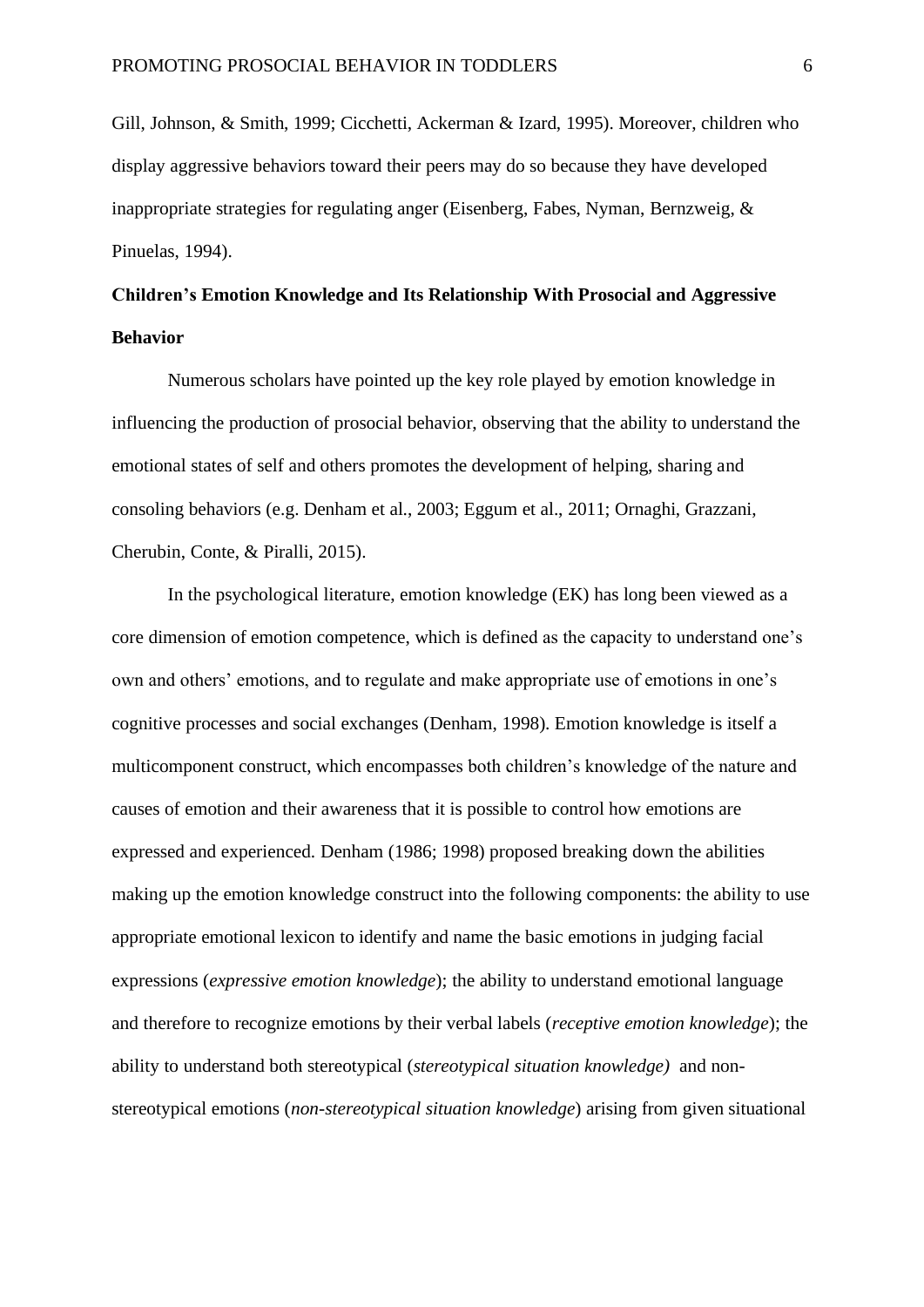Gill, Johnson, & Smith, 1999; Cicchetti, Ackerman & Izard, 1995). Moreover, children who display aggressive behaviors toward their peers may do so because they have developed inappropriate strategies for regulating anger (Eisenberg, Fabes, Nyman, Bernzweig, & Pinuelas, 1994).

## Children's Emotion Knowledge and Its Relationship With Prosocial and Aggressive Behavior

Numerous scholars have pointed up the key role played by emotion knowledge in influencing the production of prosocial behavior, observing that the ability to understand the emotional states of self and others promotes the development of helping, sharing and consoling behaviors (e.g. Denham et al., 2003; Eggum et al., 2011; Ornaghi, Grazzani, Cherubin, Conte, & Piralli, 2015).

In the psychological literature, emotion knowledge (EK) has long been viewed as a core dimension of emotion competence, which is defined as the capacity to understand one's own and others' emotions, and to regulate and make appropriate use of emotions in one's cognitive processes and social exchanges (Denham, 1998). Emotion knowledge is itself a multicomponent construct, which encompasses both children's knowledge of the nature and causes of emotion and their awareness that it is possible to control how emotions are expressed and experienced. Denham (1986; 1998) proposed breaking down the abilities making up the emotion knowledge construct into the following components: the ability to use appropriate emotional lexicon to identify and name the basic emotions in judging facial expressions (*expressive emotion knowledge*); the ability to understand emotional language and therefore to recognize emotions by their verbal labels (*receptive emotion knowledge*); the ability to understand both stereotypical (*stereotypical situation knowledge)* and non-stereotypical emotions (*non-stereotypical situation knowledge*) arising from given situational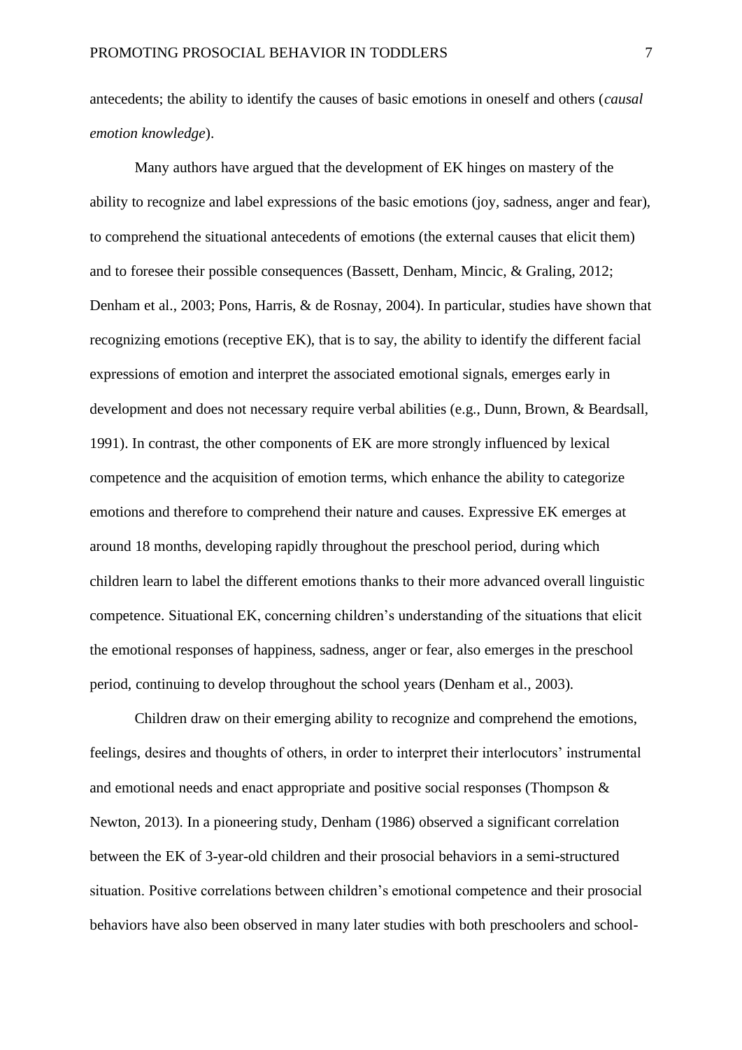antecedents; the ability to identify the causes of basic emotions in oneself and others (*causal emotion knowledge*).

Many authors have argued that the development of EK hinges on mastery of the ability to recognize and label expressions of the basic emotions (joy, sadness, anger and fear), to comprehend the situational antecedents of emotions (the external causes that elicit them) and to foresee their possible consequences (Bassett, Denham, Mincic, & Graling, 2012; Denham et al., 2003; Pons, Harris, & de Rosnay, 2004). In particular, studies have shown that recognizing emotions (receptive EK), that is to say, the ability to identify the different facial expressions of emotion and interpret the associated emotional signals, emerges early in development and does not necessary require verbal abilities (e.g., Dunn, Brown, & Beardsall, 1991). In contrast, the other components of EK are more strongly influenced by lexical competence and the acquisition of emotion terms, which enhance the ability to categorize emotions and therefore to comprehend their nature and causes. Expressive EK emerges at around 18 months, developing rapidly throughout the preschool period, during which children learn to label the different emotions thanks to their more advanced overall linguistic competence. Situational EK, concerning children's understanding of the situations that elicit the emotional responses of happiness, sadness, anger or fear, also emerges in the preschool period, continuing to develop throughout the school years (Denham et al., 2003).

Children draw on their emerging ability to recognize and comprehend the emotions, feelings, desires and thoughts of others, in order to interpret their interlocutors' instrumental and emotional needs and enact appropriate and positive social responses (Thompson & Newton, 2013). In a pioneering study, Denham (1986) observed a significant correlation between the EK of 3-year-old children and their prosocial behaviors in a semi-structured situation. Positive correlations between children's emotional competence and their prosocial behaviors have also been observed in many later studies with both preschoolers and school-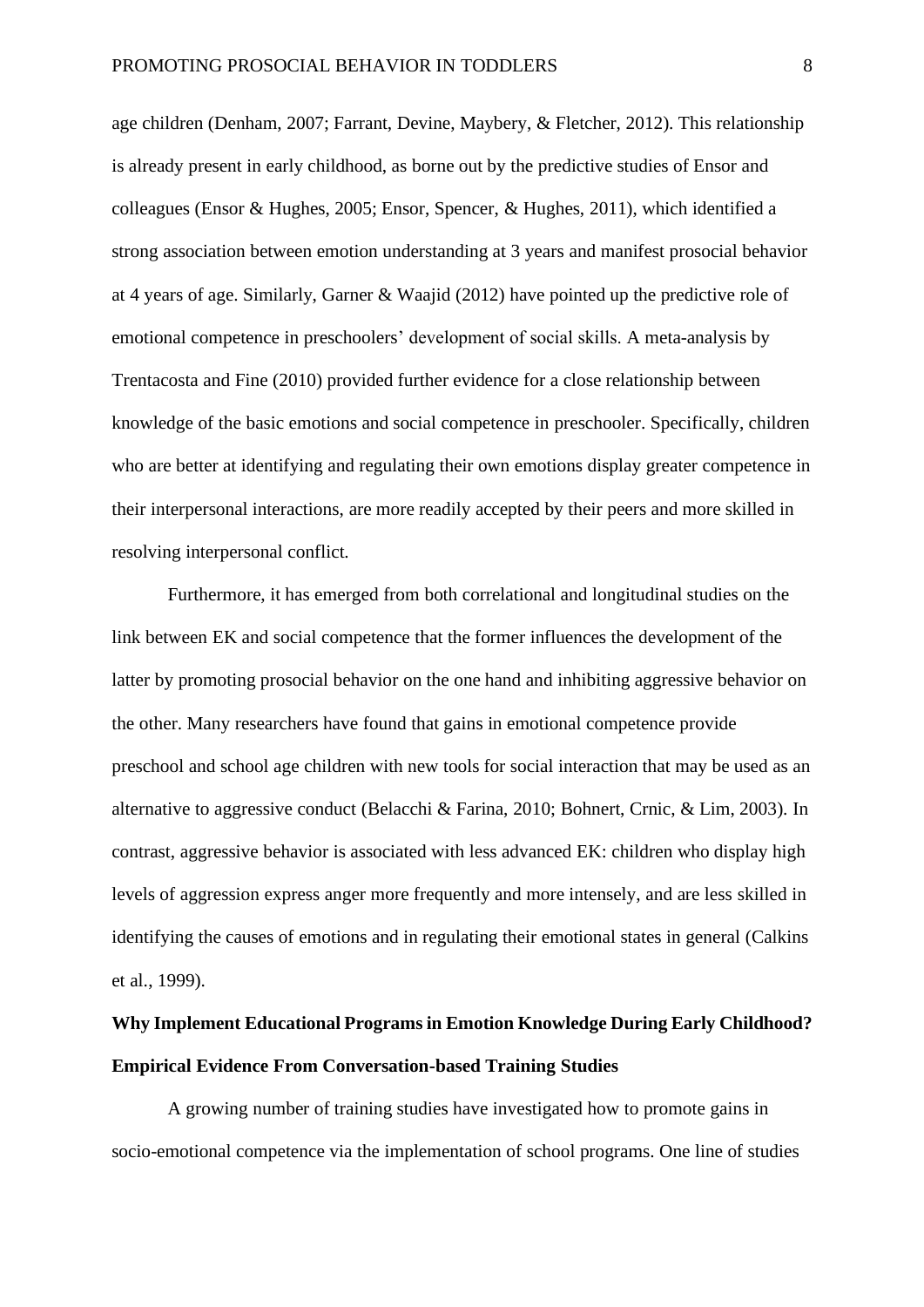age children (Denham, 2007; Farrant, Devine, Maybery, & Fletcher, 2012). This relationship is already present in early childhood, as borne out by the predictive studies of Ensor and colleagues (Ensor & Hughes, 2005; Ensor, Spencer, & Hughes, 2011), which identified a strong association between emotion understanding at 3 years and manifest prosocial behavior at 4 years of age. Similarly, Garner & Waajid (2012) have pointed up the predictive role of emotional competence in preschoolers' development of social skills. A meta-analysis by Trentacosta and Fine (2010) provided further evidence for a close relationship between knowledge of the basic emotions and social competence in preschooler. Specifically, children who are better at identifying and regulating their own emotions display greater competence in their interpersonal interactions, are more readily accepted by their peers and more skilled in resolving interpersonal conflict.

Furthermore, it has emerged from both correlational and longitudinal studies on the link between EK and social competence that the former influences the development of the latter by promoting prosocial behavior on the one hand and inhibiting aggressive behavior on the other. Many researchers have found that gains in emotional competence provide preschool and school age children with new tools for social interaction that may be used as an alternative to aggressive conduct (Belacchi & Farina, 2010; Bohnert, Crnic, & Lim, 2003). In contrast, aggressive behavior is associated with less advanced EK: children who display high levels of aggression express anger more frequently and more intensely, and are less skilled in identifying the causes of emotions and in regulating their emotional states in general (Calkins et al., 1999).

## Why Implement Educational Programs in Emotion Knowledge During Early Childhood? Empirical Evidence From Conversation-based Training Studies

A growing number of training studies have investigated how to promote gains in socio-emotional competence via the implementation of school programs. One line of studies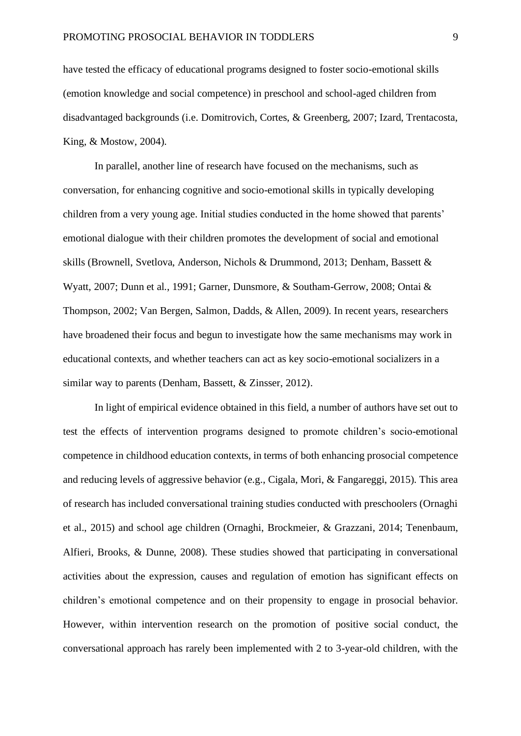have tested the efficacy of educational programs designed to foster socio-emotional skills (emotion knowledge and social competence) in preschool and school-aged children from disadvantaged backgrounds (i.e. Domitrovich, Cortes, & Greenberg, 2007; Izard, Trentacosta, King, & Mostow, 2004).

In parallel, another line of research have focused on the mechanisms, such as conversation, for enhancing cognitive and socio-emotional skills in typically developing children from a very young age. Initial studies conducted in the home showed that parents' emotional dialogue with their children promotes the development of social and emotional skills (Brownell, Svetlova, Anderson, Nichols & Drummond, 2013; Denham, Bassett & Wyatt, 2007; Dunn et al., 1991; Garner, Dunsmore, & Southam-Gerrow, 2008; Ontai & Thompson, 2002; Van Bergen, Salmon, Dadds, & Allen, 2009). In recent years, researchers have broadened their focus and begun to investigate how the same mechanisms may work in educational contexts, and whether teachers can act as key socio-emotional socializers in a similar way to parents (Denham, Bassett, & Zinsser, 2012).

In light of empirical evidence obtained in this field, a number of authors have set out to test the effects of intervention programs designed to promote children's socio-emotional competence in childhood education contexts, in terms of both enhancing prosocial competence and reducing levels of aggressive behavior (e.g., Cigala, Mori, & Fangareggi, 2015). This area of research has included conversational training studies conducted with preschoolers (Ornaghi et al., 2015) and school age children (Ornaghi, Brockmeier, & Grazzani, 2014; Tenenbaum, Alfieri, Brooks, & Dunne, 2008). These studies showed that participating in conversational activities about the expression, causes and regulation of emotion has significant effects on children's emotional competence and on their propensity to engage in prosocial behavior. However, within intervention research on the promotion of positive social conduct, the conversational approach has rarely been implemented with 2 to 3-year-old children, with the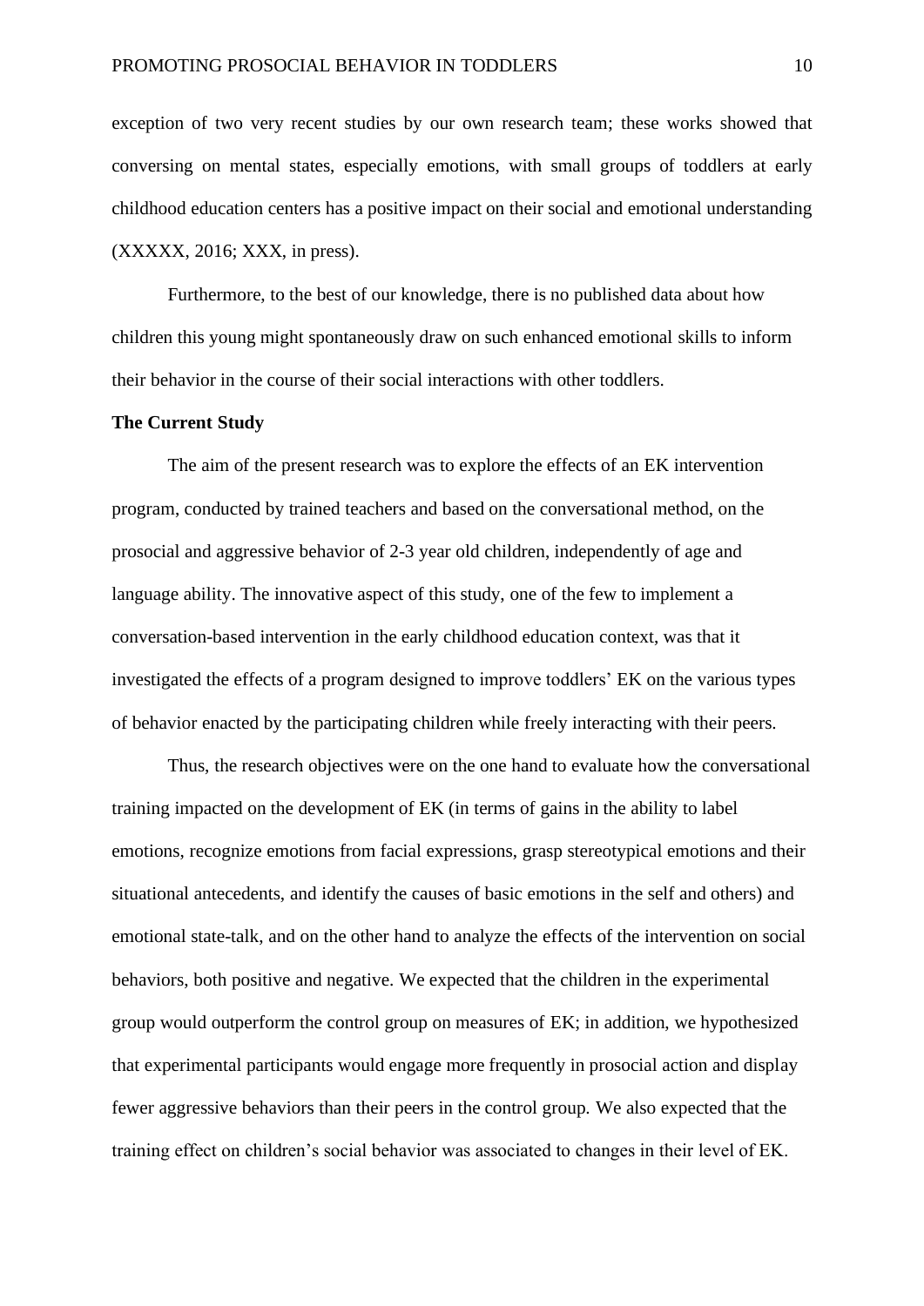exception of two very recent studies by our own research team; these works showed that conversing on mental states, especially emotions, with small groups of toddlers at early childhood education centers has a positive impact on their social and emotional understanding (XXXXX, 2016; XXX, in press).

Furthermore, to the best of our knowledge, there is no published data about how children this young might spontaneously draw on such enhanced emotional skills to inform their behavior in the course of their social interactions with other toddlers.

**The Current Study**

The aim of the present research was to explore the effects of an EK intervention program, conducted by trained teachers and based on the conversational method, on the prosocial and aggressive behavior of 2-3 year old children, independently of age and language ability. The innovative aspect of this study, one of the few to implement a conversation-based intervention in the early childhood education context, was that it investigated the effects of a program designed to improve toddlers' EK on the various types of behavior enacted by the participating children while freely interacting with their peers.

Thus, the research objectives were on the one hand to evaluate how the conversational training impacted on the development of EK (in terms of gains in the ability to label emotions, recognize emotions from facial expressions, grasp stereotypical emotions and their situational antecedents, and identify the causes of basic emotions in the self and others) and emotional state-talk, and on the other hand to analyze the effects of the intervention on social behaviors, both positive and negative. We expected that the children in the experimental group would outperform the control group on measures of EK; in addition, we hypothesized that experimental participants would engage more frequently in prosocial action and display fewer aggressive behaviors than their peers in the control group. We also expected that the training effect on children's social behavior was associated to changes in their level of EK.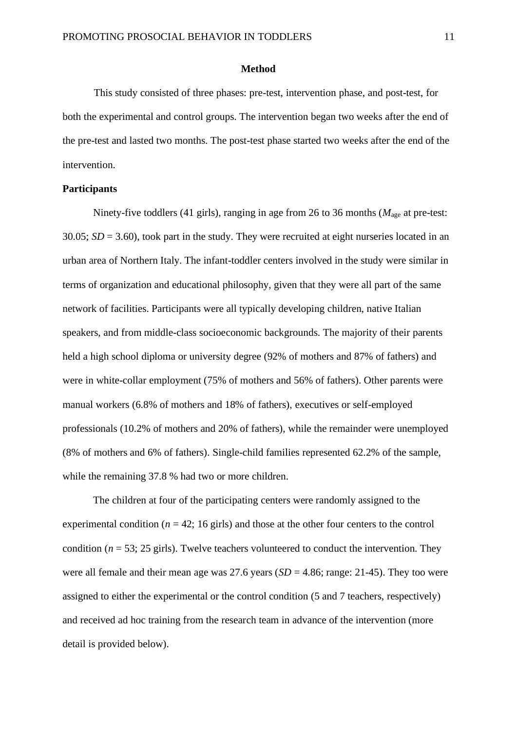## Method

This study consisted of three phases: pre-test, intervention phase, and post-test, for both the experimental and control groups. The intervention began two weeks after the end of the pre-test and lasted two months. The post-test phase started two weeks after the end of the intervention.

### Participants

Ninety-five toddlers (41 girls), ranging in age from 26 to 36 months ($M_{age}$ at pre-test: 30.05; $SD$ = 3.60), took part in the study. They were recruited at eight nurseries located in an urban area of Northern Italy. The infant-toddler centers involved in the study were similar in terms of organization and educational philosophy, given that they were all part of the same network of facilities. Participants were all typically developing children, native Italian speakers, and from middle-class socioeconomic backgrounds. The majority of their parents held a high school diploma or university degree (92% of mothers and 87% of fathers) and were in white-collar employment (75% of mothers and 56% of fathers). Other parents were manual workers (6.8% of mothers and 18% of fathers), executives or self-employed professionals (10.2% of mothers and 20% of fathers), while the remainder were unemployed (8% of mothers and 6% of fathers). Single-child families represented 62.2% of the sample, while the remaining 37.8 % had two or more children.

The children at four of the participating centers were randomly assigned to the experimental condition ($n$ = 42; 16 girls) and those at the other four centers to the control condition ($n$ = 53; 25 girls). Twelve teachers volunteered to conduct the intervention. They were all female and their mean age was 27.6 years ($SD$ = 4.86; range: 21-45). They too were assigned to either the experimental or the control condition (5 and 7 teachers, respectively) and received ad hoc training from the research team in advance of the intervention (more detail is provided below).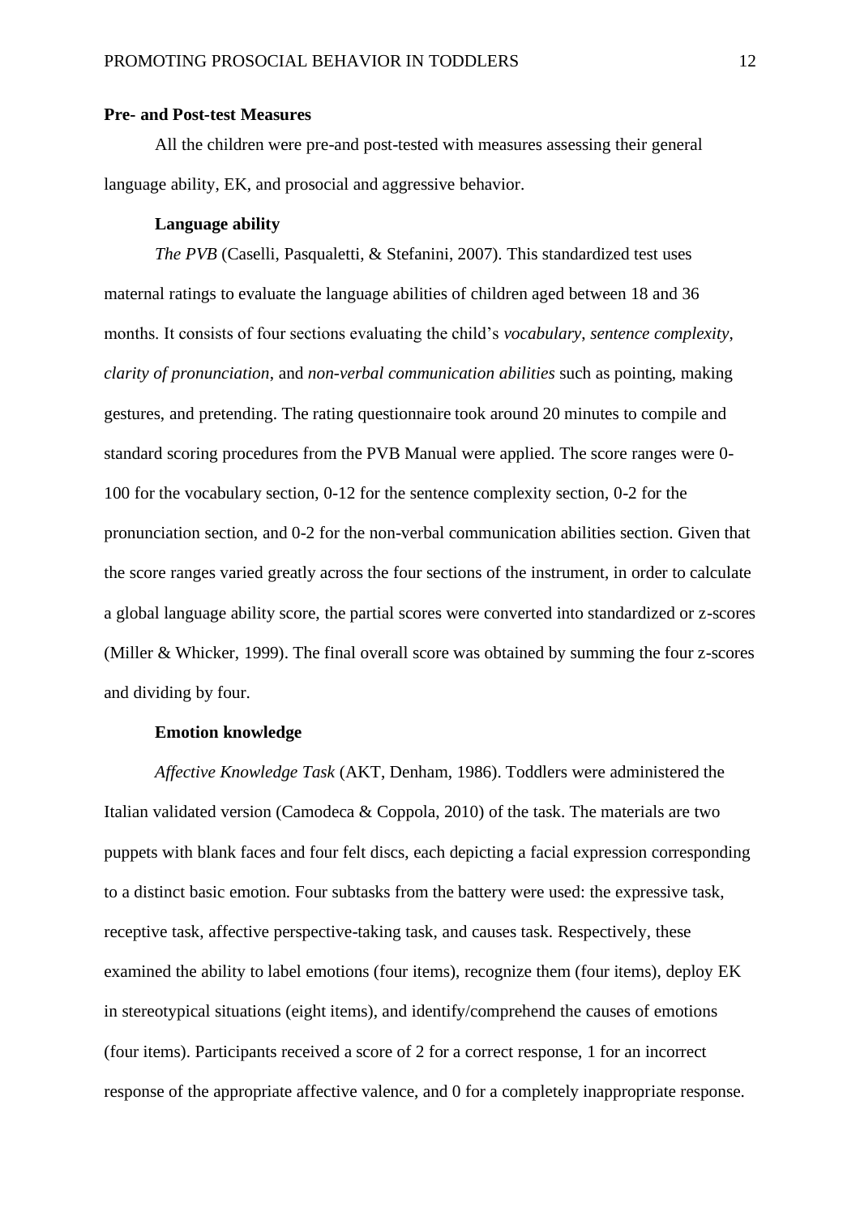## Pre- and Post-test Measures

All the children were pre-and post-tested with measures assessing their general language ability, EK, and prosocial and aggressive behavior.

### Language ability

*The PVB* (Caselli, Pasqualetti, & Stefanini, 2007). This standardized test uses maternal ratings to evaluate the language abilities of children aged between 18 and 36 months. It consists of four sections evaluating the child's *vocabulary*, *sentence complexity*, *clarity of pronunciation*, and *non-verbal communication abilities* such as pointing, making gestures, and pretending. The rating questionnaire took around 20 minutes to compile and standard scoring procedures from the PVB Manual were applied. The score ranges were 0-100 for the vocabulary section, 0-12 for the sentence complexity section, 0-2 for the pronunciation section, and 0-2 for the non-verbal communication abilities section. Given that the score ranges varied greatly across the four sections of the instrument, in order to calculate a global language ability score, the partial scores were converted into standardized or z-scores (Miller & Whicker, 1999). The final overall score was obtained by summing the four z-scores and dividing by four.

### Emotion knowledge

*Affective Knowledge Task* (AKT, Denham, 1986). Toddlers were administered the Italian validated version (Camodeca & Coppola, 2010) of the task. The materials are two puppets with blank faces and four felt discs, each depicting a facial expression corresponding to a distinct basic emotion. Four subtasks from the battery were used: the expressive task, receptive task, affective perspective-taking task, and causes task. Respectively, these examined the ability to label emotions (four items), recognize them (four items), deploy EK in stereotypical situations (eight items), and identify/comprehend the causes of emotions (four items). Participants received a score of 2 for a correct response, 1 for an incorrect response of the appropriate affective valence, and 0 for a completely inappropriate response.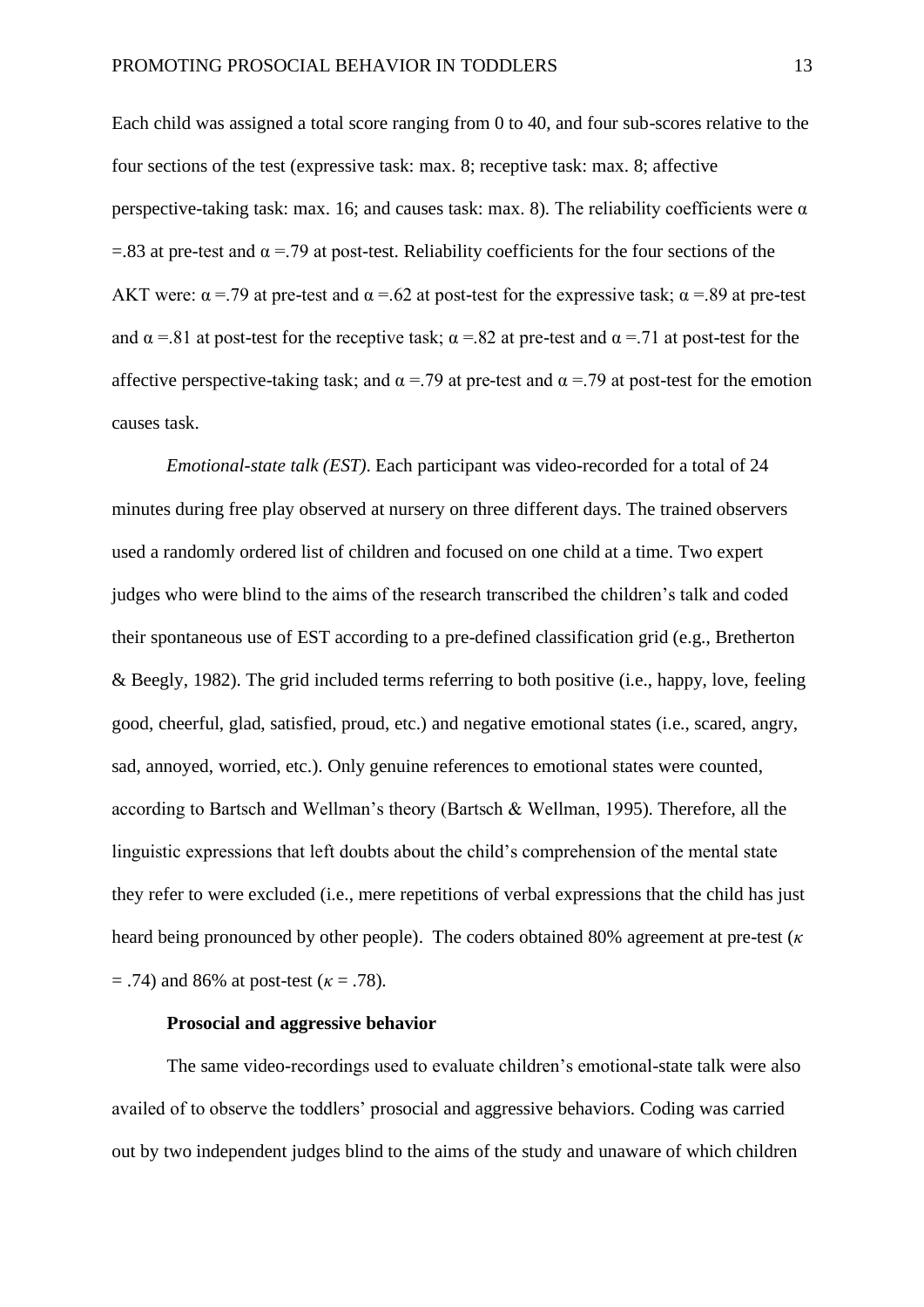Each child was assigned a total score ranging from 0 to 40, and four sub-scores relative to the four sections of the test (expressive task: max. 8; receptive task: max. 8; affective perspective-taking task: max. 16; and causes task: max. 8). The reliability coefficients were $\alpha$ =.83 at pre-test and $\alpha$ =.79 at post-test. Reliability coefficients for the four sections of the AKT were: $\alpha$ =.79 at pre-test and $\alpha$ =.62 at post-test for the expressive task; $\alpha$ =.89 at pre-test and $\alpha$ =.81 at post-test for the receptive task; $\alpha$ =.82 at pre-test and $\alpha$ =.71 at post-test for the affective perspective-taking task; and $\alpha$ =.79 at pre-test and $\alpha$ =.79 at post-test for the emotion causes task.

*Emotional-state talk (EST)*. Each participant was video-recorded for a total of 24 minutes during free play observed at nursery on three different days. The trained observers used a randomly ordered list of children and focused on one child at a time. Two expert judges who were blind to the aims of the research transcribed the children's talk and coded their spontaneous use of EST according to a pre-defined classification grid (e.g., Bretherton & Beegly, 1982). The grid included terms referring to both positive (i.e., happy, love, feeling good, cheerful, glad, satisfied, proud, etc.) and negative emotional states (i.e., scared, angry, sad, annoyed, worried, etc.). Only genuine references to emotional states were counted, according to Bartsch and Wellman's theory (Bartsch & Wellman, 1995). Therefore, all the linguistic expressions that left doubts about the child's comprehension of the mental state they refer to were excluded (i.e., mere repetitions of verbal expressions that the child has just heard being pronounced by other people). The coders obtained 80% agreement at pre-test ($\kappa$ = .74) and 86% at post-test ($\kappa$ = .78).

**Prosocial and aggressive behavior**

The same video-recordings used to evaluate children's emotional-state talk were also availed of to observe the toddlers' prosocial and aggressive behaviors. Coding was carried out by two independent judges blind to the aims of the study and unaware of which children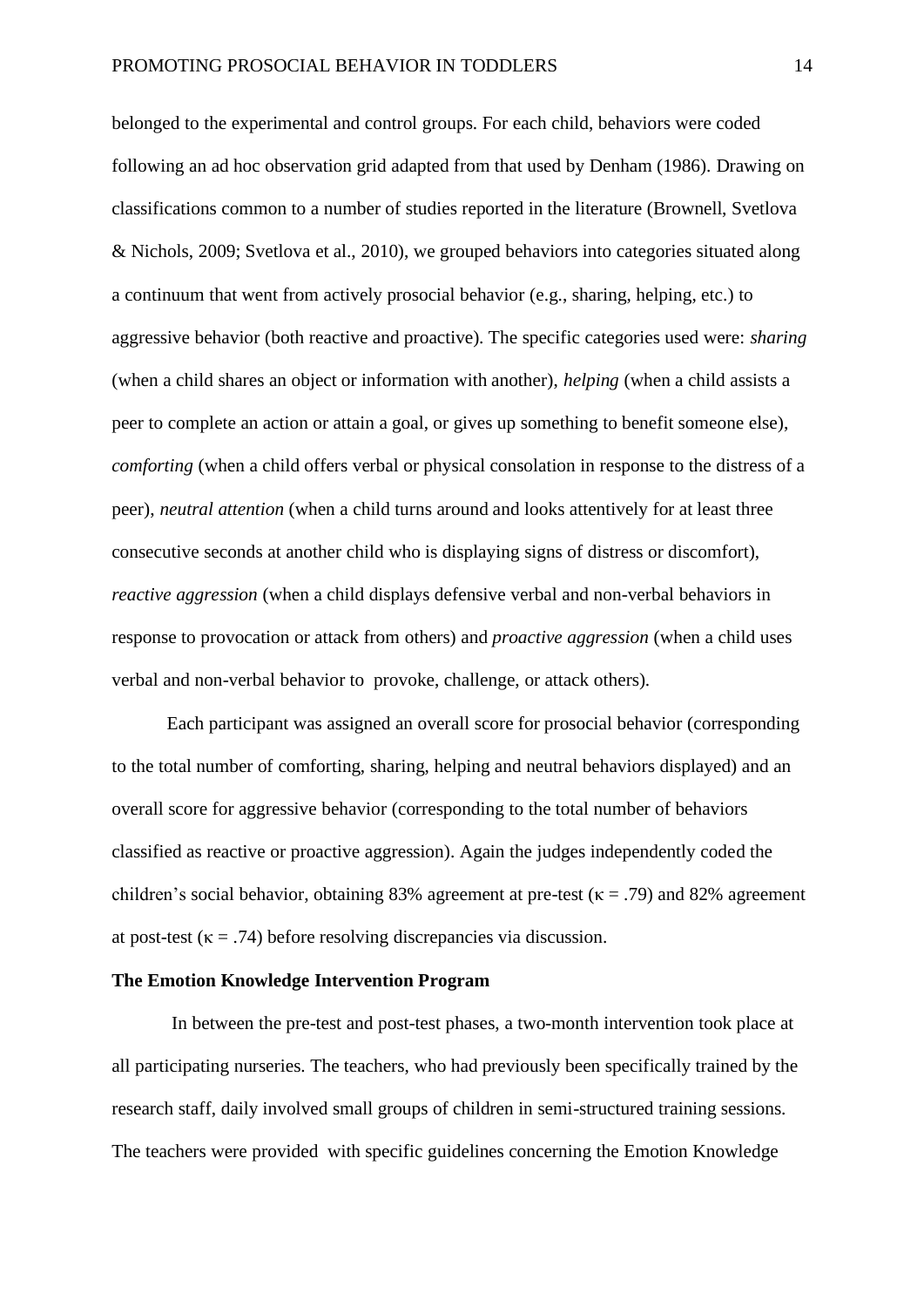belonged to the experimental and control groups. For each child, behaviors were coded following an ad hoc observation grid adapted from that used by Denham (1986). Drawing on classifications common to a number of studies reported in the literature (Brownell, Svetlova & Nichols, 2009; Svetlova et al., 2010), we grouped behaviors into categories situated along a continuum that went from actively prosocial behavior (e.g., sharing, helping, etc.) to aggressive behavior (both reactive and proactive). The specific categories used were: *sharing* (when a child shares an object or information with another), *helping* (when a child assists a peer to complete an action or attain a goal, or gives up something to benefit someone else), *comforting* (when a child offers verbal or physical consolation in response to the distress of a peer), *neutral attention* (when a child turns around and looks attentively for at least three consecutive seconds at another child who is displaying signs of distress or discomfort), *reactive aggression* (when a child displays defensive verbal and non-verbal behaviors in response to provocation or attack from others) and *proactive aggression* (when a child uses verbal and non-verbal behavior to provoke, challenge, or attack others).

Each participant was assigned an overall score for prosocial behavior (corresponding to the total number of comforting, sharing, helping and neutral behaviors displayed) and an overall score for aggressive behavior (corresponding to the total number of behaviors classified as reactive or proactive aggression). Again the judges independently coded the children's social behavior, obtaining 83% agreement at pre-test ($\kappa = .79$) and 82% agreement at post-test ($\kappa = .74$) before resolving discrepancies via discussion.

**The Emotion Knowledge Intervention Program**

In between the pre-test and post-test phases, a two-month intervention took place at all participating nurseries. The teachers, who had previously been specifically trained by the research staff, daily involved small groups of children in semi-structured training sessions. The teachers were provided with specific guidelines concerning the Emotion Knowledge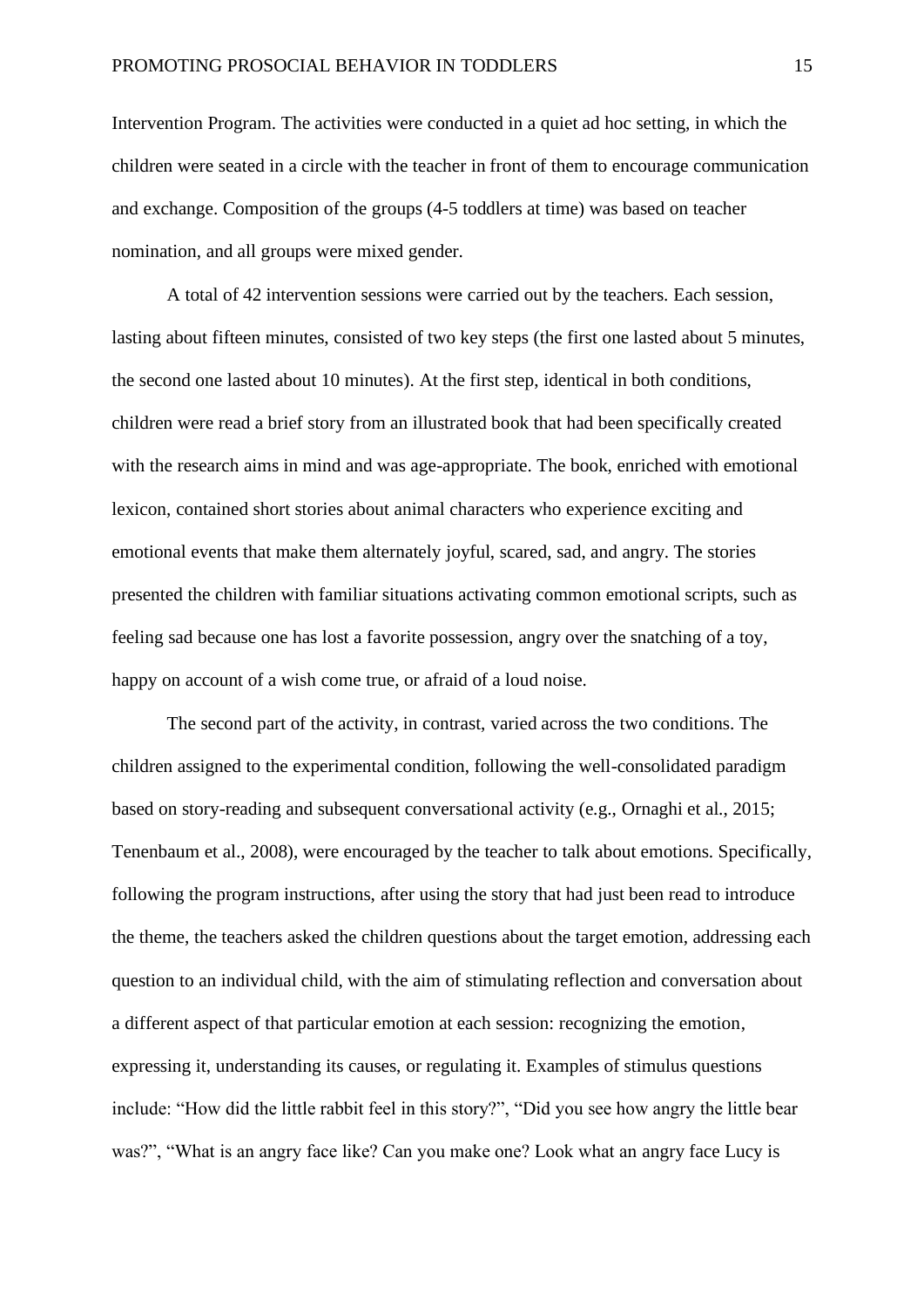Intervention Program. The activities were conducted in a quiet ad hoc setting, in which the children were seated in a circle with the teacher in front of them to encourage communication and exchange. Composition of the groups (4-5 toddlers at time) was based on teacher nomination, and all groups were mixed gender.

A total of 42 intervention sessions were carried out by the teachers. Each session, lasting about fifteen minutes, consisted of two key steps (the first one lasted about 5 minutes, the second one lasted about 10 minutes). At the first step, identical in both conditions, children were read a brief story from an illustrated book that had been specifically created with the research aims in mind and was age-appropriate. The book, enriched with emotional lexicon, contained short stories about animal characters who experience exciting and emotional events that make them alternately joyful, scared, sad, and angry. The stories presented the children with familiar situations activating common emotional scripts, such as feeling sad because one has lost a favorite possession, angry over the snatching of a toy, happy on account of a wish come true, or afraid of a loud noise.

The second part of the activity, in contrast, varied across the two conditions. The children assigned to the experimental condition, following the well-consolidated paradigm based on story-reading and subsequent conversational activity (e.g., Ornaghi et al., 2015; Tenenbaum et al., 2008), were encouraged by the teacher to talk about emotions. Specifically, following the program instructions, after using the story that had just been read to introduce the theme, the teachers asked the children questions about the target emotion, addressing each question to an individual child, with the aim of stimulating reflection and conversation about a different aspect of that particular emotion at each session: recognizing the emotion, expressing it, understanding its causes, or regulating it. Examples of stimulus questions include: "How did the little rabbit feel in this story?", "Did you see how angry the little bear was?", "What is an angry face like? Can you make one? Look what an angry face Lucy is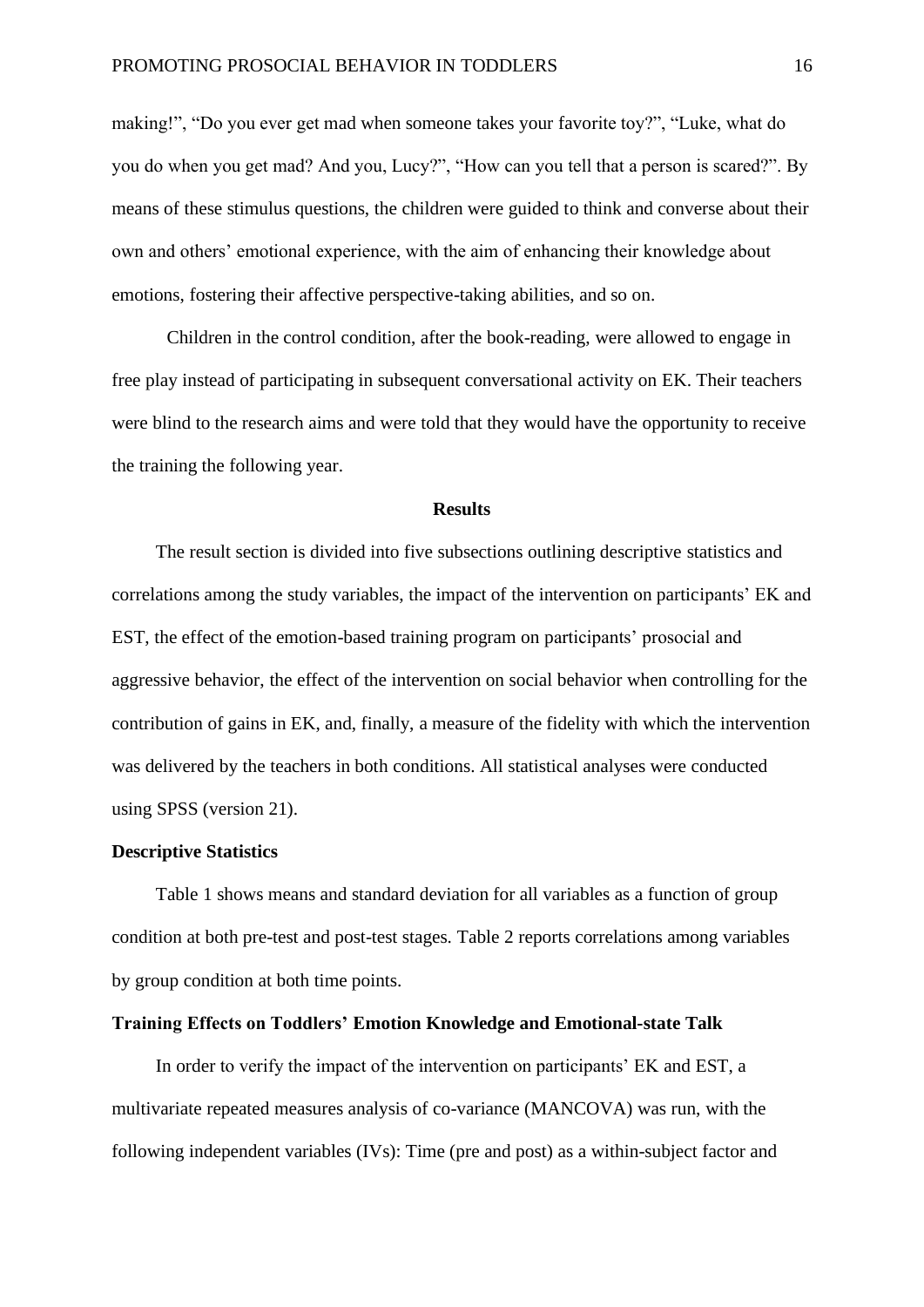making!", "Do you ever get mad when someone takes your favorite toy?", "Luke, what do you do when you get mad? And you, Lucy?", "How can you tell that a person is scared?". By means of these stimulus questions, the children were guided to think and converse about their own and others' emotional experience, with the aim of enhancing their knowledge about emotions, fostering their affective perspective-taking abilities, and so on.

Children in the control condition, after the book-reading, were allowed to engage in free play instead of participating in subsequent conversational activity on EK. Their teachers were blind to the research aims and were told that they would have the opportunity to receive the training the following year.

## Results

The result section is divided into five subsections outlining descriptive statistics and correlations among the study variables, the impact of the intervention on participants' EK and EST, the effect of the emotion-based training program on participants' prosocial and aggressive behavior, the effect of the intervention on social behavior when controlling for the contribution of gains in EK, and, finally, a measure of the fidelity with which the intervention was delivered by the teachers in both conditions. All statistical analyses were conducted using SPSS (version 21).

### Descriptive Statistics

Table 1 shows means and standard deviation for all variables as a function of group condition at both pre-test and post-test stages. Table 2 reports correlations among variables by group condition at both time points.

### Training Effects on Toddlers' Emotion Knowledge and Emotional-state Talk

In order to verify the impact of the intervention on participants' EK and EST, a multivariate repeated measures analysis of co-variance (MANCOVA) was run, with the following independent variables (IVs): Time (pre and post) as a within-subject factor and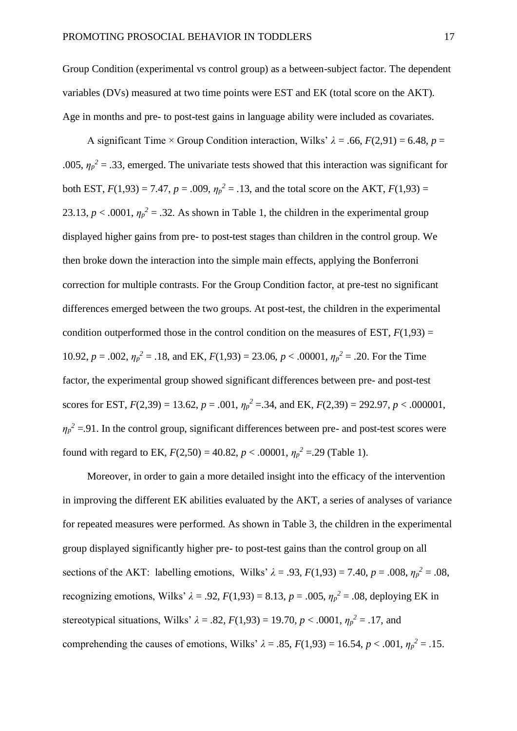Group Condition (experimental vs control group) as a between-subject factor. The dependent variables (DVs) measured at two time points were EST and EK (total score on the AKT). Age in months and pre- to post-test gains in language ability were included as covariates.

A significant Time × Group Condition interaction, Wilks' $\lambda$ = .66, $F$(2,91) = 6.48, $p$ = .005, $\eta_p^2$ = .33, emerged. The univariate tests showed that this interaction was significant for both EST, $F$(1,93) = 7.47, $p$ = .009, $\eta_p^2$ = .13, and the total score on the AKT, $F$(1,93) = 23.13, $p$ < .0001, $\eta_p^2$ = .32. As shown in Table 1, the children in the experimental group displayed higher gains from pre- to post-test stages than children in the control group. We then broke down the interaction into the simple main effects, applying the Bonferroni correction for multiple contrasts. For the Group Condition factor, at pre-test no significant differences emerged between the two groups. At post-test, the children in the experimental condition outperformed those in the control condition on the measures of EST, $F$(1,93) = 10.92, $p$ = .002, $\eta_p^2$ = .18, and EK, $F$(1,93) = 23.06, $p$ < .00001, $\eta_p^2$ = .20. For the Time factor, the experimental group showed significant differences between pre- and post-test scores for EST, $F$(2,39) = 13.62, $p$ = .001, $\eta_p^2$ =.34, and EK, $F$(2,39) = 292.97, $p$ < .000001, $\eta_p^2$ =.91. In the control group, significant differences between pre- and post-test scores were found with regard to EK, $F$(2,50) = 40.82, $p$ < .00001, $\eta_p^2$ =.29 (Table 1).

Moreover, in order to gain a more detailed insight into the efficacy of the intervention in improving the different EK abilities evaluated by the AKT, a series of analyses of variance for repeated measures were performed. As shown in Table 3, the children in the experimental group displayed significantly higher pre- to post-test gains than the control group on all sections of the AKT: labelling emotions, Wilks' $\lambda$ = .93, $F$(1,93) = 7.40, $p$ = .008, $\eta_p^2$ = .08, recognizing emotions, Wilks' $\lambda$ = .92, $F$(1,93) = 8.13, $p$ = .005, $\eta_p^2$ = .08, deploying EK in stereotypical situations, Wilks' $\lambda$ = .82, $F$(1,93) = 19.70, $p$ < .0001, $\eta_p^2$ = .17, and comprehending the causes of emotions, Wilks' $\lambda$ = .85, $F$(1,93) = 16.54, $p$ < .001, $\eta_p^2$ = .15.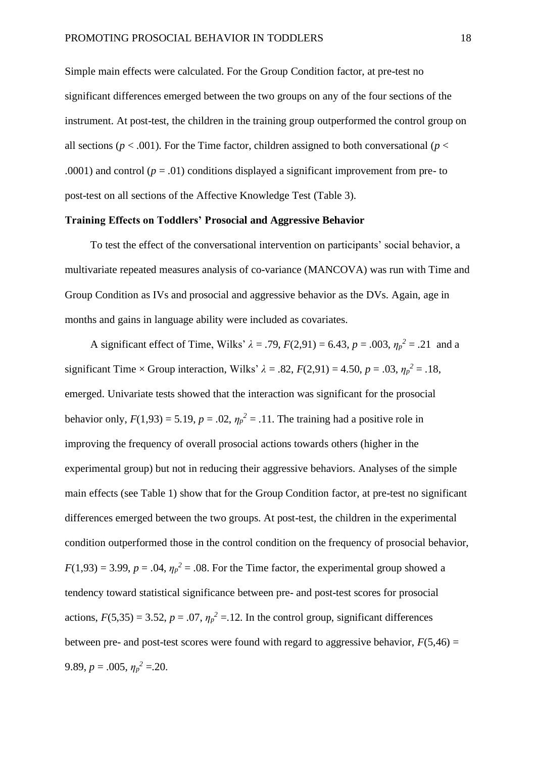Simple main effects were calculated. For the Group Condition factor, at pre-test no significant differences emerged between the two groups on any of the four sections of the instrument. At post-test, the children in the training group outperformed the control group on all sections ($p < .001$). For the Time factor, children assigned to both conversational ($p < .0001$) and control ($p = .01$) conditions displayed a significant improvement from pre- to post-test on all sections of the Affective Knowledge Test (Table 3).

**Training Effects on Toddlers' Prosocial and Aggressive Behavior**

To test the effect of the conversational intervention on participants' social behavior, a multivariate repeated measures analysis of co-variance (MANCOVA) was run with Time and Group Condition as IVs and prosocial and aggressive behavior as the DVs. Again, age in months and gains in language ability were included as covariates.

A significant effect of Time, Wilks' $\lambda = .79$, $F(2,91) = 6.43$, $p = .003$, $\eta_p^2 = .21$ and a significant Time × Group interaction, Wilks' $\lambda = .82$, $F(2,91) = 4.50$, $p = .03$, $\eta_p^2 = .18$, emerged. Univariate tests showed that the interaction was significant for the prosocial behavior only, $F(1,93) = 5.19$, $p = .02$, $\eta_p^2 = .11$. The training had a positive role in improving the frequency of overall prosocial actions towards others (higher in the experimental group) but not in reducing their aggressive behaviors. Analyses of the simple main effects (see Table 1) show that for the Group Condition factor, at pre-test no significant differences emerged between the two groups. At post-test, the children in the experimental condition outperformed those in the control condition on the frequency of prosocial behavior, $F(1,93) = 3.99$, $p = .04$, $\eta_p^2 = .08$. For the Time factor, the experimental group showed a tendency toward statistical significance between pre- and post-test scores for prosocial actions, $F(5,35) = 3.52$, $p = .07$, $\eta_p^2 = .12$. In the control group, significant differences between pre- and post-test scores were found with regard to aggressive behavior, $F(5,46) = 9.89$, $p = .005$, $\eta_p^2 = .20$.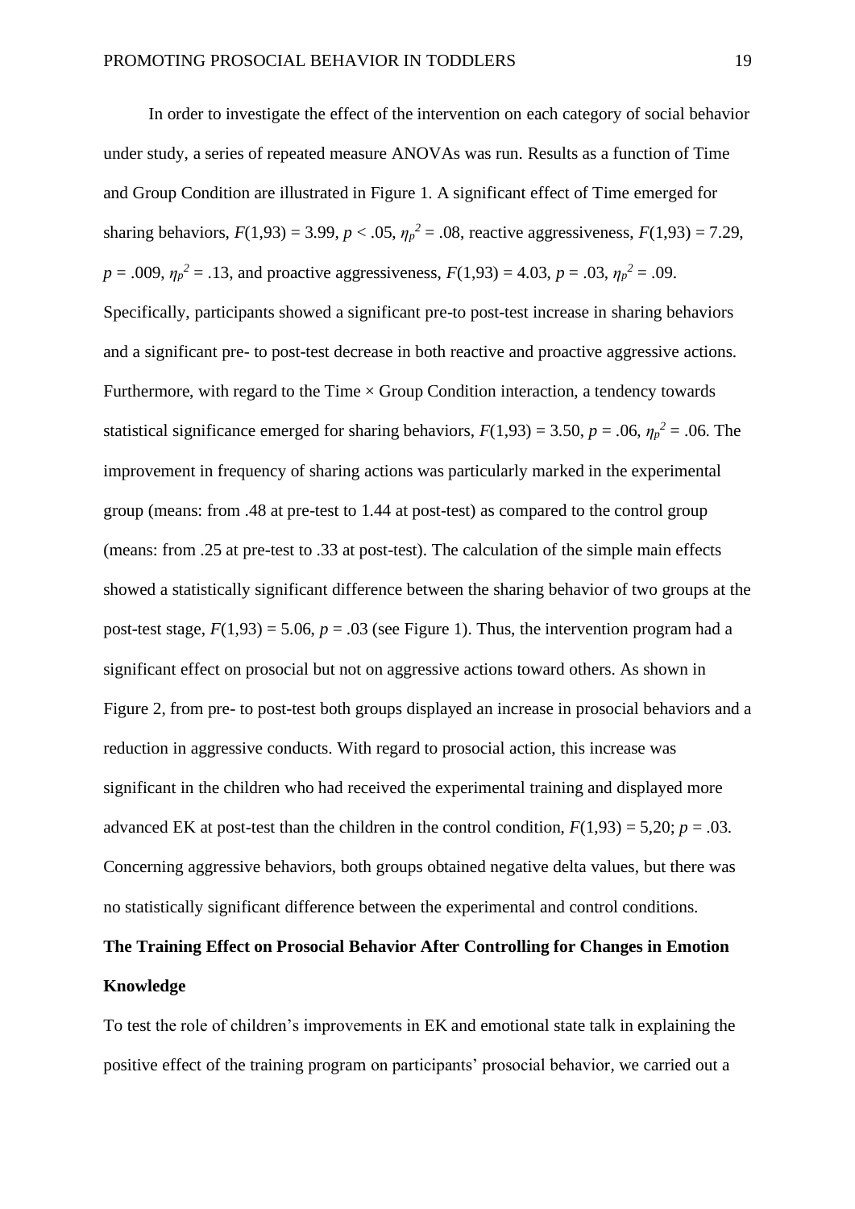In order to investigate the effect of the intervention on each category of social behavior under study, a series of repeated measure ANOVAs was run. Results as a function of Time and Group Condition are illustrated in Figure 1. A significant effect of Time emerged for sharing behaviors, $F(1,93) = 3.99$, $p < .05$, $\eta_p^2 = .08$, reactive aggressiveness, $F(1,93) = 7.29$, $p = .009$, $\eta_p^2 = .13$, and proactive aggressiveness, $F(1,93) = 4.03$, $p = .03$, $\eta_p^2 = .09$. Specifically, participants showed a significant pre-to post-test increase in sharing behaviors and a significant pre- to post-test decrease in both reactive and proactive aggressive actions. Furthermore, with regard to the Time × Group Condition interaction, a tendency towards statistical significance emerged for sharing behaviors, $F(1,93) = 3.50$, $p = .06$, $\eta_p^2 = .06$. The improvement in frequency of sharing actions was particularly marked in the experimental group (means: from .48 at pre-test to 1.44 at post-test) as compared to the control group (means: from .25 at pre-test to .33 at post-test). The calculation of the simple main effects showed a statistically significant difference between the sharing behavior of two groups at the post-test stage, $F(1,93) = 5.06$, $p = .03$ (see Figure 1). Thus, the intervention program had a significant effect on prosocial but not on aggressive actions toward others. As shown in Figure 2, from pre- to post-test both groups displayed an increase in prosocial behaviors and a reduction in aggressive conducts. With regard to prosocial action, this increase was significant in the children who had received the experimental training and displayed more advanced EK at post-test than the children in the control condition, $F(1,93) = 5{,}20$; $p = .03$. Concerning aggressive behaviors, both groups obtained negative delta values, but there was no statistically significant difference between the experimental and control conditions.

**The Training Effect on Prosocial Behavior After Controlling for Changes in Emotion Knowledge**

To test the role of children's improvements in EK and emotional state talk in explaining the positive effect of the training program on participants' prosocial behavior, we carried out a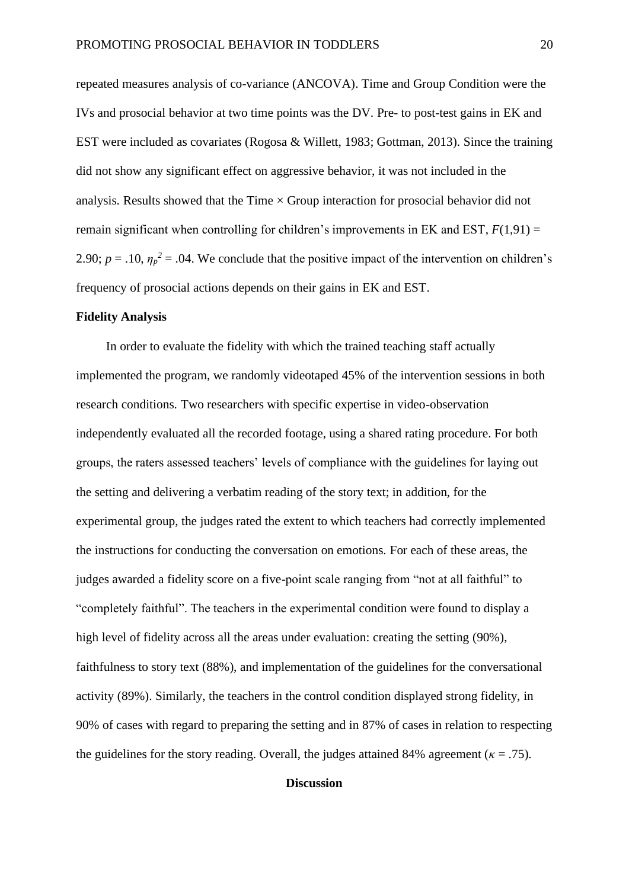repeated measures analysis of co-variance (ANCOVA). Time and Group Condition were the IVs and prosocial behavior at two time points was the DV. Pre- to post-test gains in EK and EST were included as covariates (Rogosa & Willett, 1983; Gottman, 2013). Since the training did not show any significant effect on aggressive behavior, it was not included in the analysis. Results showed that the Time × Group interaction for prosocial behavior did not remain significant when controlling for children's improvements in EK and EST, $F(1,91) = 2.90$; $p = .10$, $\eta_p^2 = .04$. We conclude that the positive impact of the intervention on children's frequency of prosocial actions depends on their gains in EK and EST.

**Fidelity Analysis**

In order to evaluate the fidelity with which the trained teaching staff actually implemented the program, we randomly videotaped 45% of the intervention sessions in both research conditions. Two researchers with specific expertise in video-observation independently evaluated all the recorded footage, using a shared rating procedure. For both groups, the raters assessed teachers' levels of compliance with the guidelines for laying out the setting and delivering a verbatim reading of the story text; in addition, for the experimental group, the judges rated the extent to which teachers had correctly implemented the instructions for conducting the conversation on emotions. For each of these areas, the judges awarded a fidelity score on a five-point scale ranging from "not at all faithful" to "completely faithful". The teachers in the experimental condition were found to display a high level of fidelity across all the areas under evaluation: creating the setting (90%), faithfulness to story text (88%), and implementation of the guidelines for the conversational activity (89%). Similarly, the teachers in the control condition displayed strong fidelity, in 90% of cases with regard to preparing the setting and in 87% of cases in relation to respecting the guidelines for the story reading. Overall, the judges attained 84% agreement ($\kappa = .75$).

## Discussion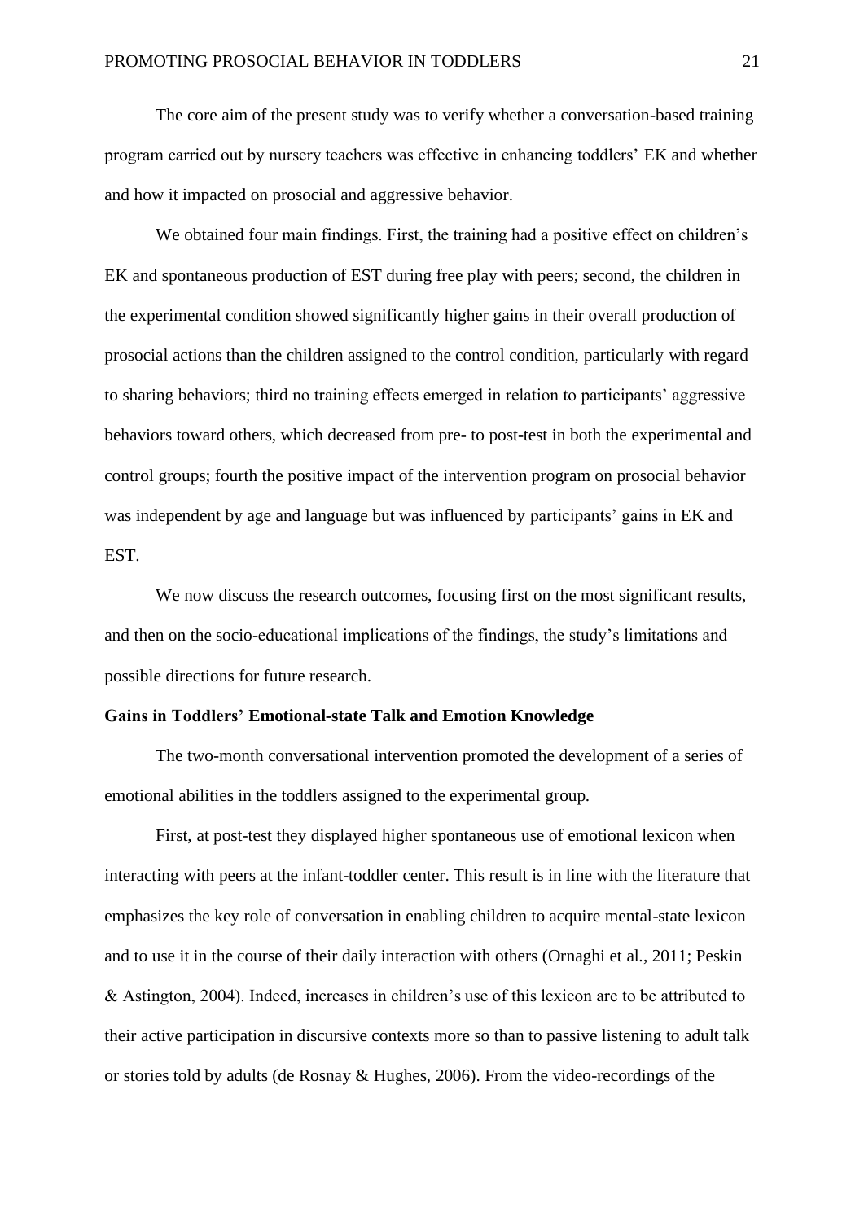The core aim of the present study was to verify whether a conversation-based training program carried out by nursery teachers was effective in enhancing toddlers' EK and whether and how it impacted on prosocial and aggressive behavior.

We obtained four main findings. First, the training had a positive effect on children's EK and spontaneous production of EST during free play with peers; second, the children in the experimental condition showed significantly higher gains in their overall production of prosocial actions than the children assigned to the control condition, particularly with regard to sharing behaviors; third no training effects emerged in relation to participants' aggressive behaviors toward others, which decreased from pre- to post-test in both the experimental and control groups; fourth the positive impact of the intervention program on prosocial behavior was independent by age and language but was influenced by participants' gains in EK and EST.

We now discuss the research outcomes, focusing first on the most significant results, and then on the socio-educational implications of the findings, the study's limitations and possible directions for future research.

**Gains in Toddlers' Emotional-state Talk and Emotion Knowledge**

The two-month conversational intervention promoted the development of a series of emotional abilities in the toddlers assigned to the experimental group.

First, at post-test they displayed higher spontaneous use of emotional lexicon when interacting with peers at the infant-toddler center. This result is in line with the literature that emphasizes the key role of conversation in enabling children to acquire mental-state lexicon and to use it in the course of their daily interaction with others (Ornaghi et al., 2011; Peskin & Astington, 2004). Indeed, increases in children's use of this lexicon are to be attributed to their active participation in discursive contexts more so than to passive listening to adult talk or stories told by adults (de Rosnay & Hughes, 2006). From the video-recordings of the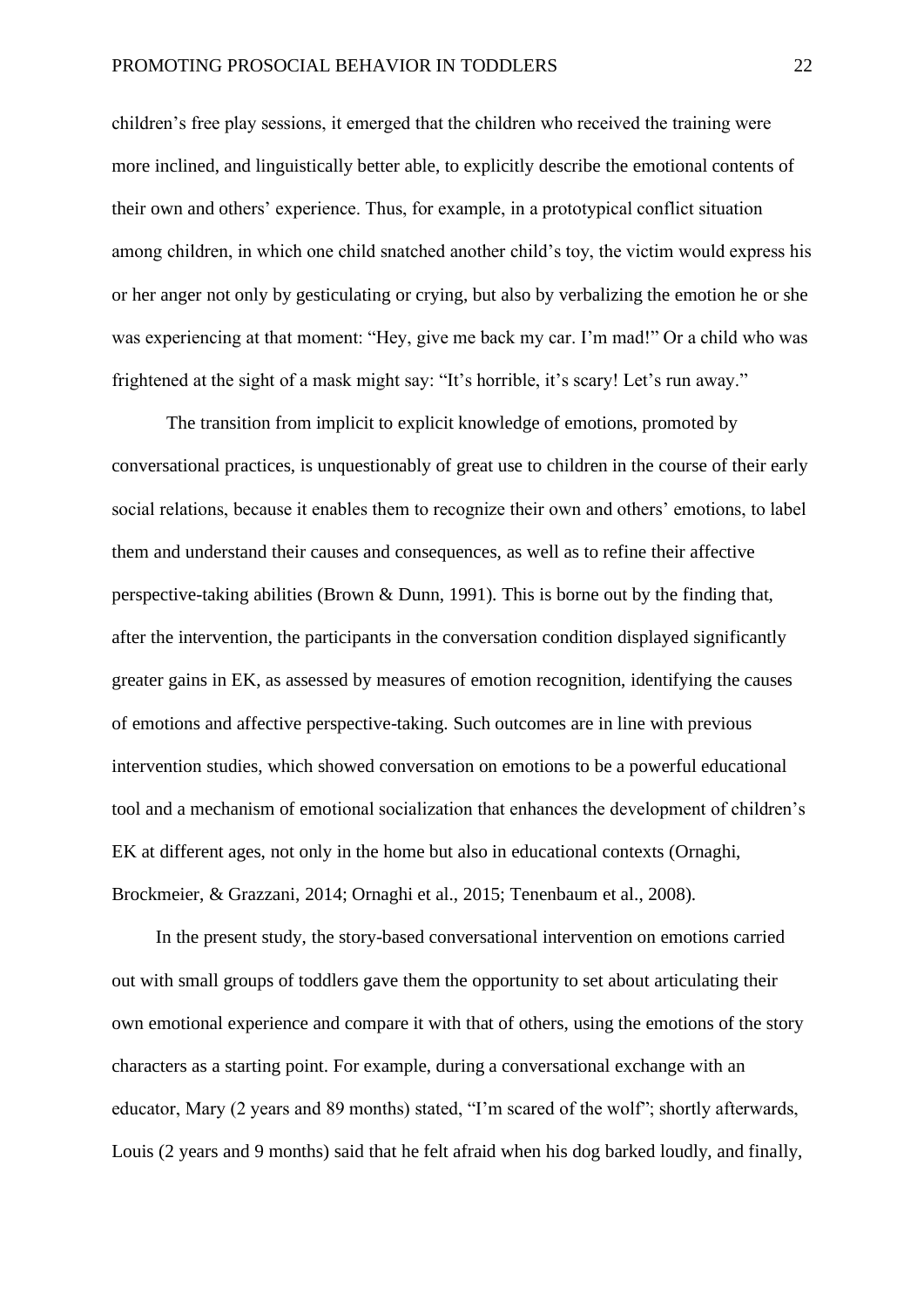children's free play sessions, it emerged that the children who received the training were more inclined, and linguistically better able, to explicitly describe the emotional contents of their own and others' experience. Thus, for example, in a prototypical conflict situation among children, in which one child snatched another child's toy, the victim would express his or her anger not only by gesticulating or crying, but also by verbalizing the emotion he or she was experiencing at that moment: "Hey, give me back my car. I'm mad!" Or a child who was frightened at the sight of a mask might say: "It's horrible, it's scary! Let's run away."

The transition from implicit to explicit knowledge of emotions, promoted by conversational practices, is unquestionably of great use to children in the course of their early social relations, because it enables them to recognize their own and others' emotions, to label them and understand their causes and consequences, as well as to refine their affective perspective-taking abilities (Brown & Dunn, 1991). This is borne out by the finding that, after the intervention, the participants in the conversation condition displayed significantly greater gains in EK, as assessed by measures of emotion recognition, identifying the causes of emotions and affective perspective-taking. Such outcomes are in line with previous intervention studies, which showed conversation on emotions to be a powerful educational tool and a mechanism of emotional socialization that enhances the development of children's EK at different ages, not only in the home but also in educational contexts (Ornaghi, Brockmeier, & Grazzani, 2014; Ornaghi et al., 2015; Tenenbaum et al., 2008).

In the present study, the story-based conversational intervention on emotions carried out with small groups of toddlers gave them the opportunity to set about articulating their own emotional experience and compare it with that of others, using the emotions of the story characters as a starting point. For example, during a conversational exchange with an educator, Mary (2 years and 89 months) stated, "I'm scared of the wolf"; shortly afterwards, Louis (2 years and 9 months) said that he felt afraid when his dog barked loudly, and finally,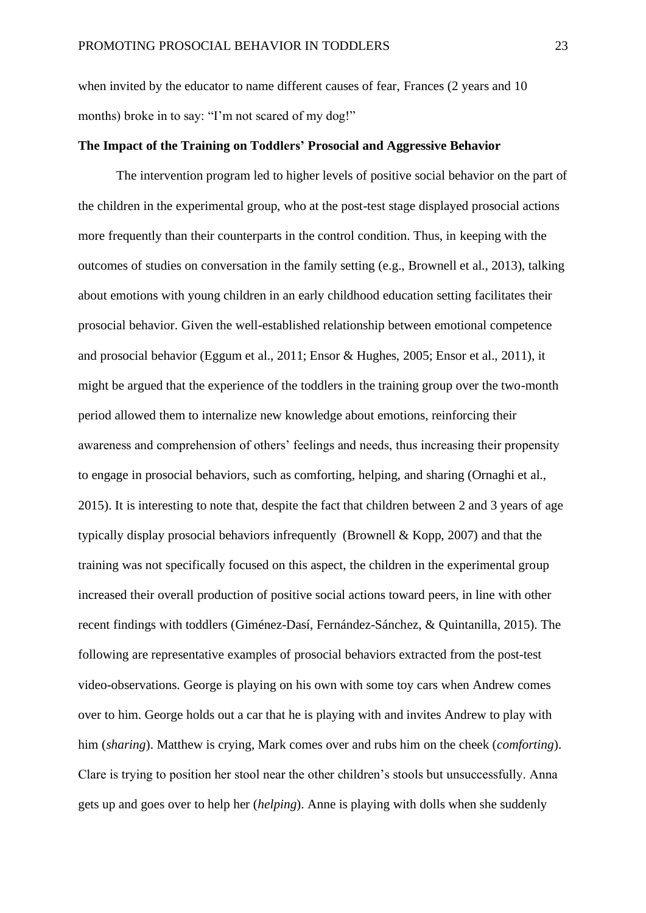when invited by the educator to name different causes of fear, Frances (2 years and 10 months) broke in to say: “I’m not scared of my dog!”

**The Impact of the Training on Toddlers’ Prosocial and Aggressive Behavior**

The intervention program led to higher levels of positive social behavior on the part of the children in the experimental group, who at the post-test stage displayed prosocial actions more frequently than their counterparts in the control condition. Thus, in keeping with the outcomes of studies on conversation in the family setting (e.g., Brownell et al., 2013), talking about emotions with young children in an early childhood education setting facilitates their prosocial behavior. Given the well-established relationship between emotional competence and prosocial behavior (Eggum et al., 2011; Ensor & Hughes, 2005; Ensor et al., 2011), it might be argued that the experience of the toddlers in the training group over the two-month period allowed them to internalize new knowledge about emotions, reinforcing their awareness and comprehension of others’ feelings and needs, thus increasing their propensity to engage in prosocial behaviors, such as comforting, helping, and sharing (Ornaghi et al., 2015). It is interesting to note that, despite the fact that children between 2 and 3 years of age typically display prosocial behaviors infrequently (Brownell & Kopp, 2007) and that the training was not specifically focused on this aspect, the children in the experimental group increased their overall production of positive social actions toward peers, in line with other recent findings with toddlers (Giménez-Dasí, Fernández-Sánchez, & Quintanilla, 2015). The following are representative examples of prosocial behaviors extracted from the post-test video-observations. George is playing on his own with some toy cars when Andrew comes over to him. George holds out a car that he is playing with and invites Andrew to play with him (*sharing*). Matthew is crying, Mark comes over and rubs him on the cheek (*comforting*). Clare is trying to position her stool near the other children’s stools but unsuccessfully. Anna gets up and goes over to help her (*helping*). Anne is playing with dolls when she suddenly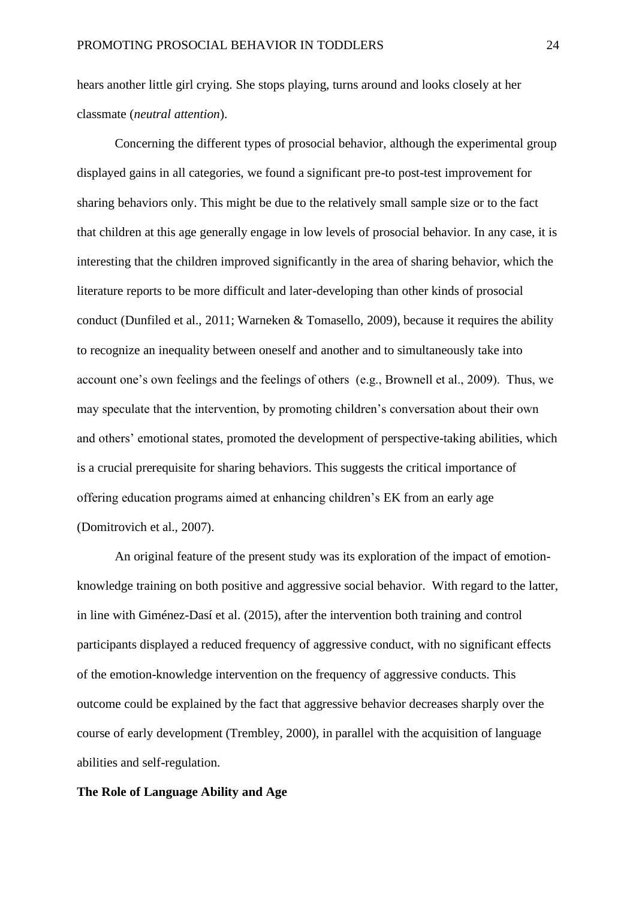hears another little girl crying. She stops playing, turns around and looks closely at her classmate (*neutral attention*).

Concerning the different types of prosocial behavior, although the experimental group displayed gains in all categories, we found a significant pre-to post-test improvement for sharing behaviors only. This might be due to the relatively small sample size or to the fact that children at this age generally engage in low levels of prosocial behavior. In any case, it is interesting that the children improved significantly in the area of sharing behavior, which the literature reports to be more difficult and later-developing than other kinds of prosocial conduct (Dunfiled et al., 2011; Warneken & Tomasello, 2009), because it requires the ability to recognize an inequality between oneself and another and to simultaneously take into account one's own feelings and the feelings of others (e.g., Brownell et al., 2009). Thus, we may speculate that the intervention, by promoting children's conversation about their own and others' emotional states, promoted the development of perspective-taking abilities, which is a crucial prerequisite for sharing behaviors. This suggests the critical importance of offering education programs aimed at enhancing children's EK from an early age (Domitrovich et al., 2007).

An original feature of the present study was its exploration of the impact of emotion-knowledge training on both positive and aggressive social behavior. With regard to the latter, in line with Giménez-Dasí et al. (2015), after the intervention both training and control participants displayed a reduced frequency of aggressive conduct, with no significant effects of the emotion-knowledge intervention on the frequency of aggressive conducts. This outcome could be explained by the fact that aggressive behavior decreases sharply over the course of early development (Trembley, 2000), in parallel with the acquisition of language abilities and self-regulation.

**The Role of Language Ability and Age**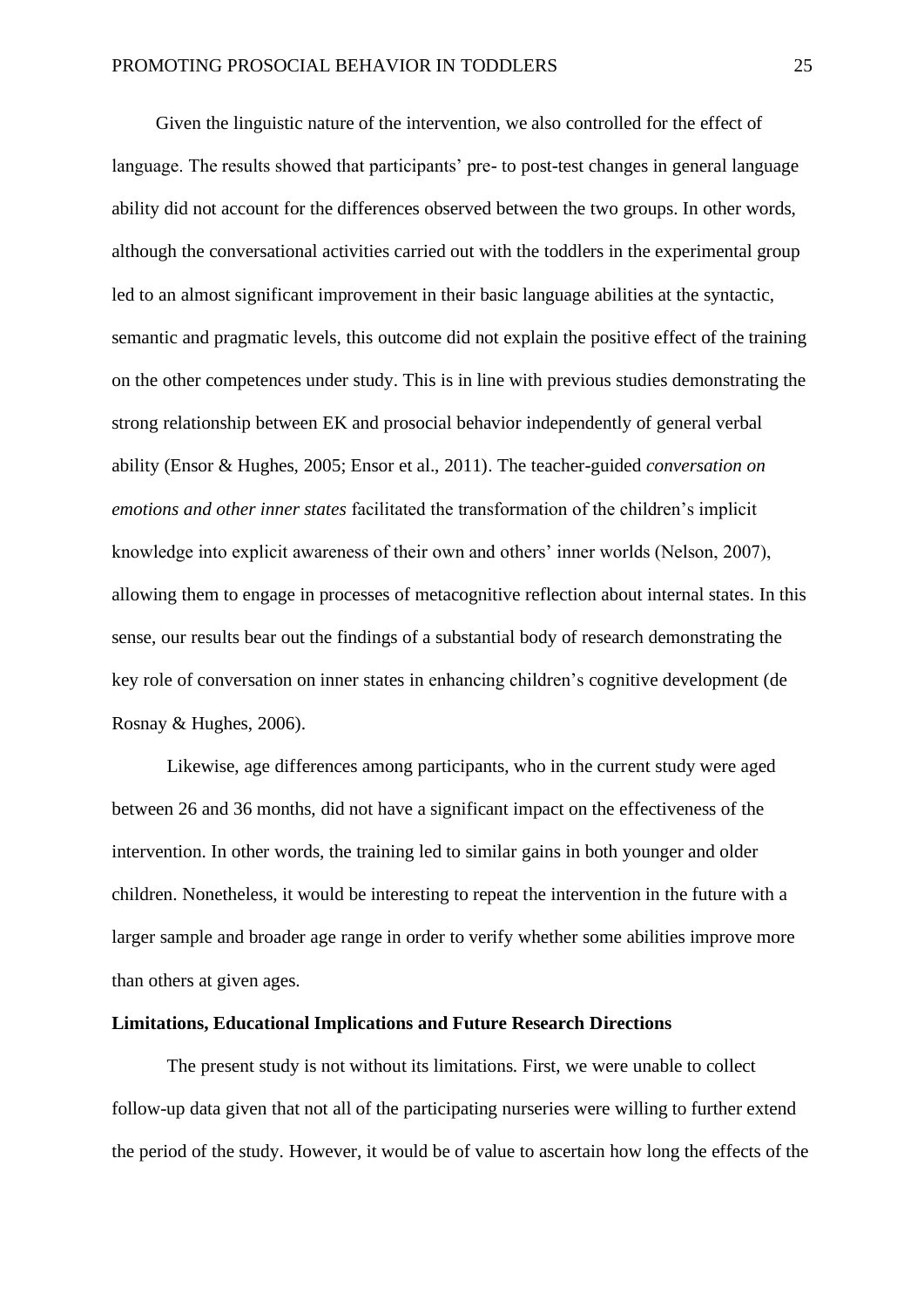Given the linguistic nature of the intervention, we also controlled for the effect of language. The results showed that participants' pre- to post-test changes in general language ability did not account for the differences observed between the two groups. In other words, although the conversational activities carried out with the toddlers in the experimental group led to an almost significant improvement in their basic language abilities at the syntactic, semantic and pragmatic levels, this outcome did not explain the positive effect of the training on the other competences under study. This is in line with previous studies demonstrating the strong relationship between EK and prosocial behavior independently of general verbal ability (Ensor & Hughes, 2005; Ensor et al., 2011). The teacher-guided *conversation on emotions and other inner states* facilitated the transformation of the children's implicit knowledge into explicit awareness of their own and others' inner worlds (Nelson, 2007), allowing them to engage in processes of metacognitive reflection about internal states. In this sense, our results bear out the findings of a substantial body of research demonstrating the key role of conversation on inner states in enhancing children's cognitive development (de Rosnay & Hughes, 2006).

Likewise, age differences among participants, who in the current study were aged between 26 and 36 months, did not have a significant impact on the effectiveness of the intervention. In other words, the training led to similar gains in both younger and older children. Nonetheless, it would be interesting to repeat the intervention in the future with a larger sample and broader age range in order to verify whether some abilities improve more than others at given ages.

**Limitations, Educational Implications and Future Research Directions**

The present study is not without its limitations. First, we were unable to collect follow-up data given that not all of the participating nurseries were willing to further extend the period of the study. However, it would be of value to ascertain how long the effects of the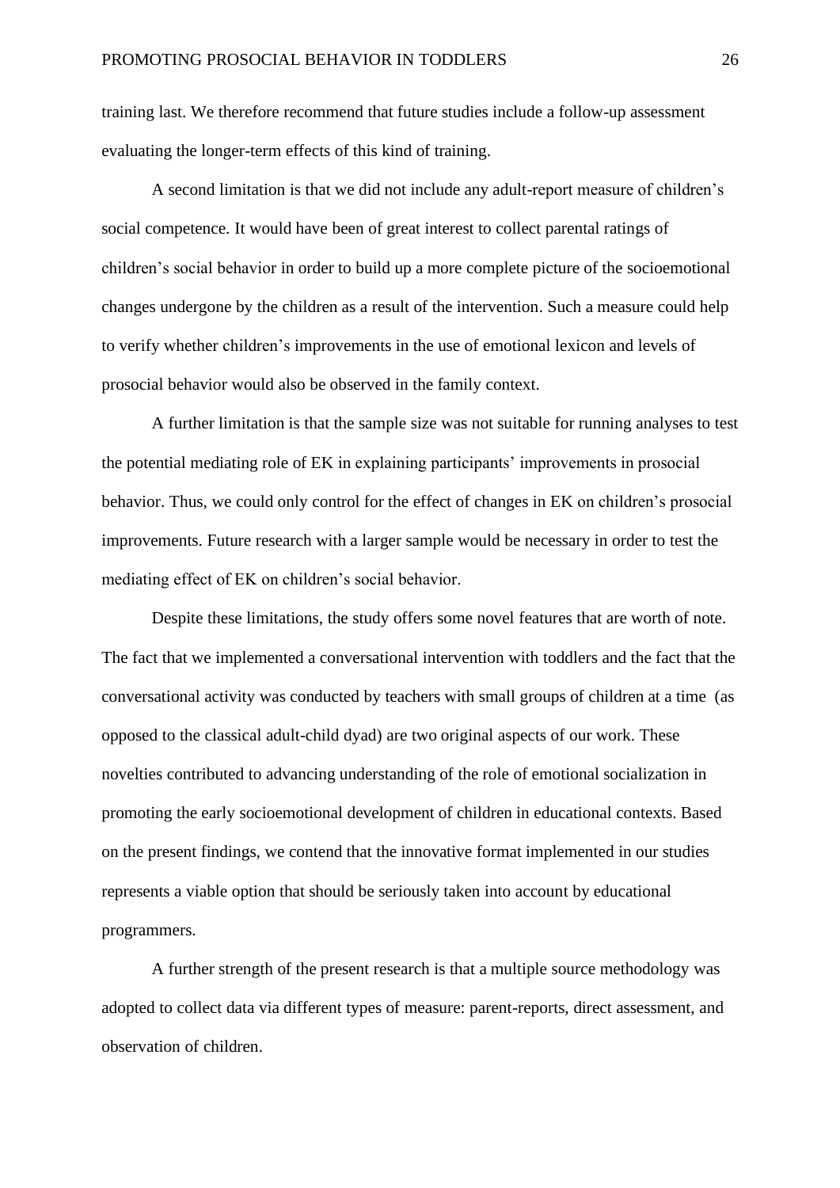training last. We therefore recommend that future studies include a follow-up assessment evaluating the longer-term effects of this kind of training.

A second limitation is that we did not include any adult-report measure of children's social competence. It would have been of great interest to collect parental ratings of children's social behavior in order to build up a more complete picture of the socioemotional changes undergone by the children as a result of the intervention. Such a measure could help to verify whether children's improvements in the use of emotional lexicon and levels of prosocial behavior would also be observed in the family context.

A further limitation is that the sample size was not suitable for running analyses to test the potential mediating role of EK in explaining participants' improvements in prosocial behavior. Thus, we could only control for the effect of changes in EK on children's prosocial improvements. Future research with a larger sample would be necessary in order to test the mediating effect of EK on children's social behavior.

Despite these limitations, the study offers some novel features that are worth of note. The fact that we implemented a conversational intervention with toddlers and the fact that the conversational activity was conducted by teachers with small groups of children at a time (as opposed to the classical adult-child dyad) are two original aspects of our work. These novelties contributed to advancing understanding of the role of emotional socialization in promoting the early socioemotional development of children in educational contexts. Based on the present findings, we contend that the innovative format implemented in our studies represents a viable option that should be seriously taken into account by educational programmers.

A further strength of the present research is that a multiple source methodology was adopted to collect data via different types of measure: parent-reports, direct assessment, and observation of children.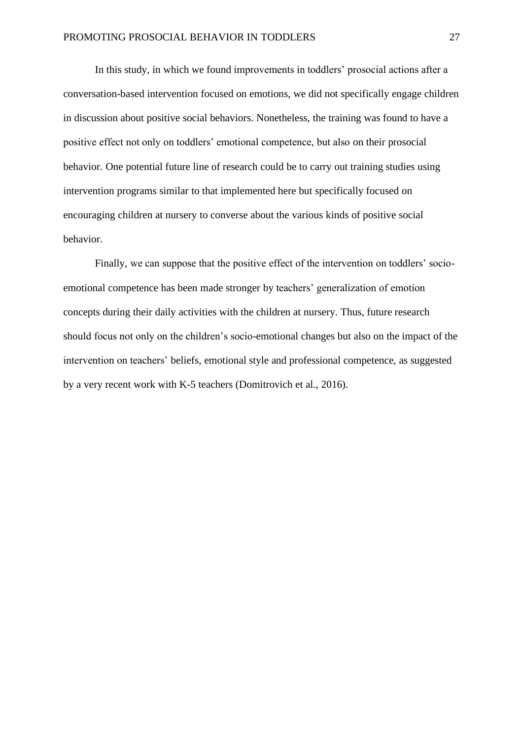In this study, in which we found improvements in toddlers' prosocial actions after a conversation-based intervention focused on emotions, we did not specifically engage children in discussion about positive social behaviors. Nonetheless, the training was found to have a positive effect not only on toddlers' emotional competence, but also on their prosocial behavior. One potential future line of research could be to carry out training studies using intervention programs similar to that implemented here but specifically focused on encouraging children at nursery to converse about the various kinds of positive social behavior.

Finally, we can suppose that the positive effect of the intervention on toddlers' socio-emotional competence has been made stronger by teachers' generalization of emotion concepts during their daily activities with the children at nursery. Thus, future research should focus not only on the children's socio-emotional changes but also on the impact of the intervention on teachers' beliefs, emotional style and professional competence, as suggested by a very recent work with K-5 teachers (Domitrovich et al., 2016).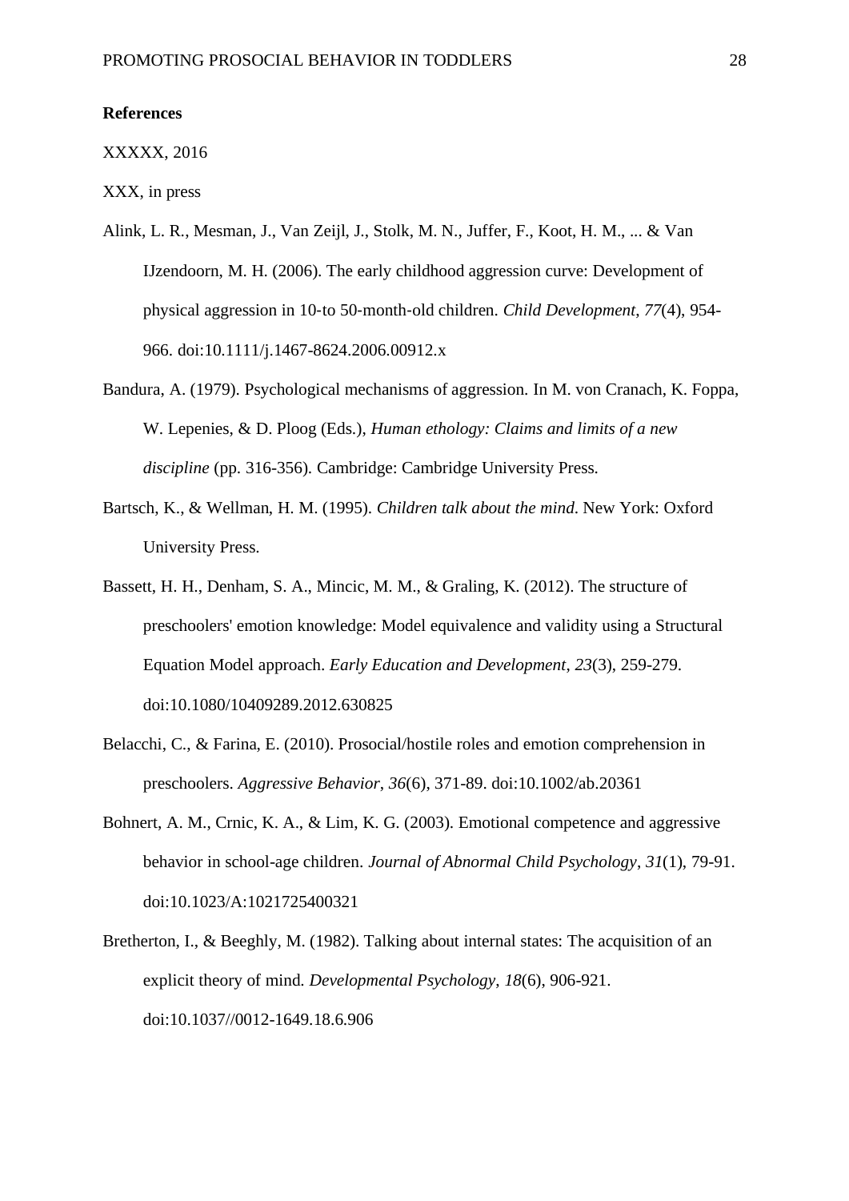**References**

XXXXX, 2016

XXX, in press

Alink, L. R., Mesman, J., Van Zeijl, J., Stolk, M. N., Juffer, F., Koot, H. M., ... & Van IJzendoorn, M. H. (2006). The early childhood aggression curve: Development of physical aggression in 10-to 50-month-old children. *Child Development*, *77*(4), 954-966. doi:10.1111/j.1467-8624.2006.00912.x

Bandura, A. (1979). Psychological mechanisms of aggression. In M. von Cranach, K. Foppa, W. Lepenies, & D. Ploog (Eds.), *Human ethology: Claims and limits of a new discipline* (pp. 316-356). Cambridge: Cambridge University Press.

Bartsch, K., & Wellman, H. M. (1995). *Children talk about the mind*. New York: Oxford University Press.

Bassett, H. H., Denham, S. A., Mincic, M. M., & Graling, K. (2012). The structure of preschoolers' emotion knowledge: Model equivalence and validity using a Structural Equation Model approach. *Early Education and Development*, *23*(3), 259-279. doi:10.1080/10409289.2012.630825

Belacchi, C., & Farina, E. (2010). Prosocial/hostile roles and emotion comprehension in preschoolers. *Aggressive Behavior*, *36*(6), 371-89. doi:10.1002/ab.20361

Bohnert, A. M., Crnic, K. A., & Lim, K. G. (2003). Emotional competence and aggressive behavior in school-age children. *Journal of Abnormal Child Psychology*, *31*(1), 79-91. doi:10.1023/A:1021725400321

Bretherton, I., & Beeghly, M. (1982). Talking about internal states: The acquisition of an explicit theory of mind. *Developmental Psychology*, *18*(6), 906-921. doi:10.1037//0012-1649.18.6.906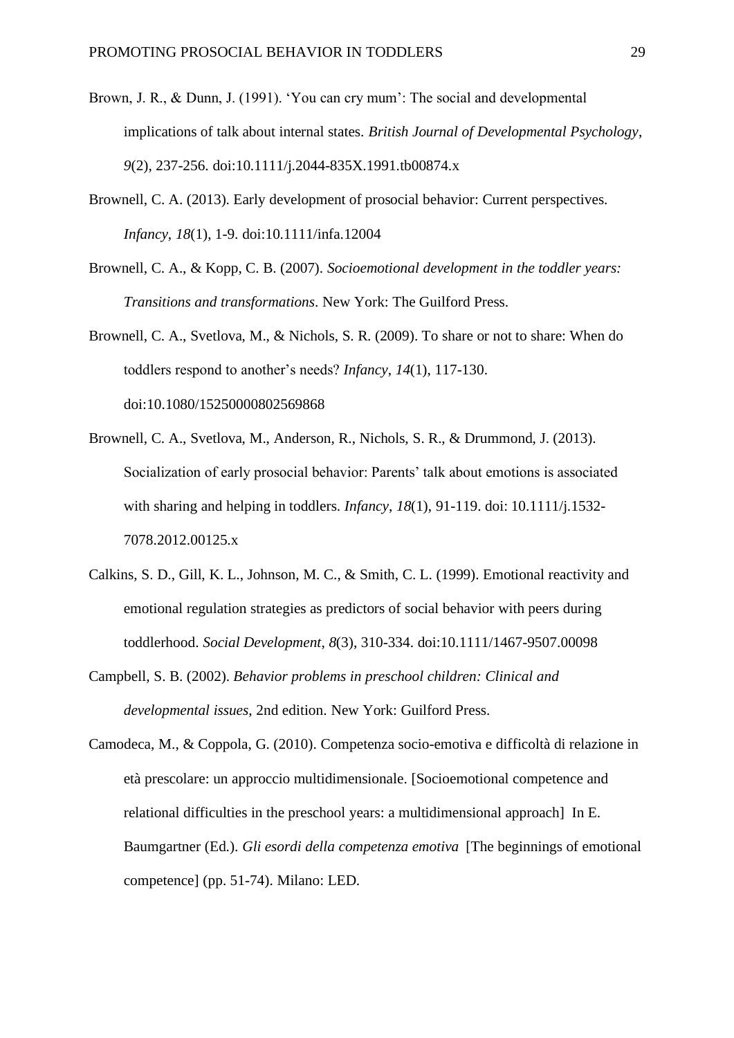Brown, J. R., & Dunn, J. (1991). 'You can cry mum': The social and developmental implications of talk about internal states. *British Journal of Developmental Psychology*, *9*(2), 237-256. doi:10.1111/j.2044-835X.1991.tb00874.x

Brownell, C. A. (2013). Early development of prosocial behavior: Current perspectives. *Infancy*, *18*(1), 1-9. doi:10.1111/infa.12004

Brownell, C. A., & Kopp, C. B. (2007). *Socioemotional development in the toddler years: Transitions and transformations*. New York: The Guilford Press.

Brownell, C. A., Svetlova, M., & Nichols, S. R. (2009). To share or not to share: When do toddlers respond to another's needs? *Infancy*, *14*(1), 117-130. doi:10.1080/15250000802569868

Brownell, C. A., Svetlova, M., Anderson, R., Nichols, S. R., & Drummond, J. (2013). Socialization of early prosocial behavior: Parents' talk about emotions is associated with sharing and helping in toddlers. *Infancy*, *18*(1), 91-119. doi: 10.1111/j.1532-7078.2012.00125.x

Calkins, S. D., Gill, K. L., Johnson, M. C., & Smith, C. L. (1999). Emotional reactivity and emotional regulation strategies as predictors of social behavior with peers during toddlerhood. *Social Development*, *8*(3), 310-334. doi:10.1111/1467-9507.00098

Campbell, S. B. (2002). *Behavior problems in preschool children: Clinical and developmental issues*, 2nd edition. New York: Guilford Press.

Camodeca, M., & Coppola, G. (2010). Competenza socio-emotiva e difficoltà di relazione in età prescolare: un approccio multidimensionale. [Socioemotional competence and relational difficulties in the preschool years: a multidimensional approach] In E. Baumgartner (Ed.). *Gli esordi della competenza emotiva* [The beginnings of emotional competence] (pp. 51-74). Milano: LED.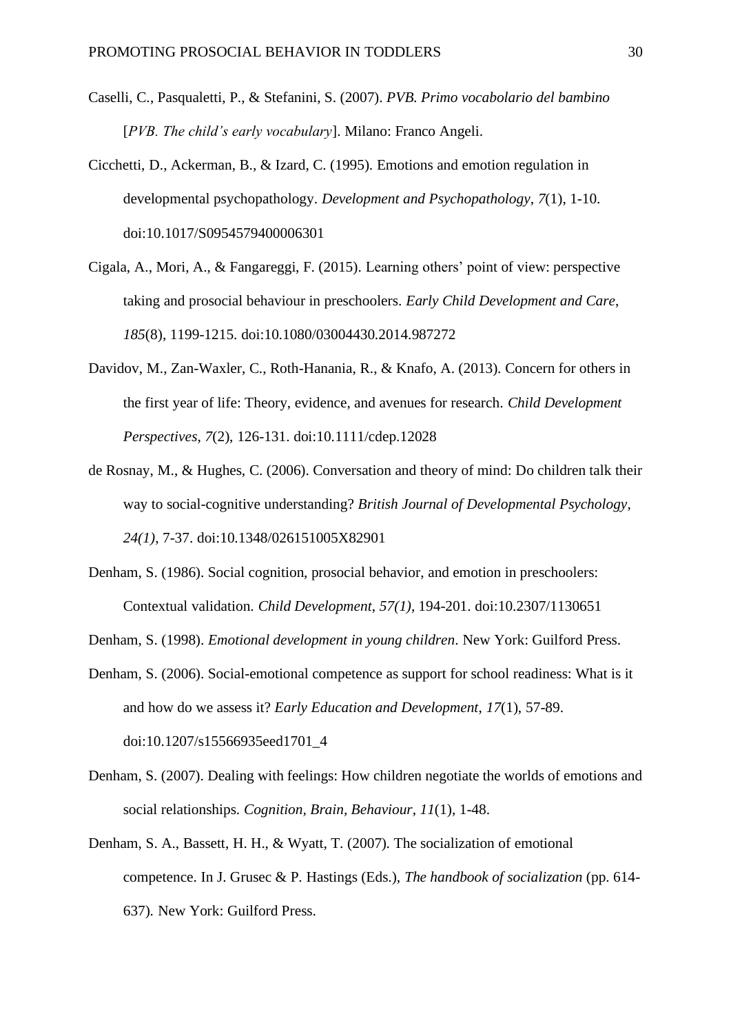Caselli, C., Pasqualetti, P., & Stefanini, S. (2007). *PVB. Primo vocabolario del bambino* [*PVB. The child's early vocabulary*]. Milano: Franco Angeli.

Cicchetti, D., Ackerman, B., & Izard, C. (1995). Emotions and emotion regulation in developmental psychopathology. *Development and Psychopathology*, *7*(1), 1-10. doi:10.1017/S0954579400006301

Cigala, A., Mori, A., & Fangareggi, F. (2015). Learning others' point of view: perspective taking and prosocial behaviour in preschoolers. *Early Child Development and Care*, *185*(8), 1199-1215. doi:10.1080/03004430.2014.987272

Davidov, M., Zan-Waxler, C., Roth-Hanania, R., & Knafo, A. (2013). Concern for others in the first year of life: Theory, evidence, and avenues for research. *Child Development Perspectives*, *7*(2), 126-131. doi:10.1111/cdep.12028

de Rosnay, M., & Hughes, C. (2006). Conversation and theory of mind: Do children talk their way to social-cognitive understanding? *British Journal of Developmental Psychology*, *24(1)*, 7-37. doi:10.1348/026151005X82901

Denham, S. (1986). Social cognition, prosocial behavior, and emotion in preschoolers: Contextual validation. *Child Development*, *57(1)*, 194-201. doi:10.2307/1130651

Denham, S. (1998). *Emotional development in young children*. New York: Guilford Press.

Denham, S. (2006). Social-emotional competence as support for school readiness: What is it and how do we assess it? *Early Education and Development*, *17*(1), 57-89. doi:10.1207/s15566935eed1701_4

Denham, S. (2007). Dealing with feelings: How children negotiate the worlds of emotions and social relationships. *Cognition, Brain, Behaviour*, *11*(1), 1-48.

Denham, S. A., Bassett, H. H., & Wyatt, T. (2007). The socialization of emotional competence. In J. Grusec & P. Hastings (Eds.), *The handbook of socialization* (pp. 614-637). New York: Guilford Press.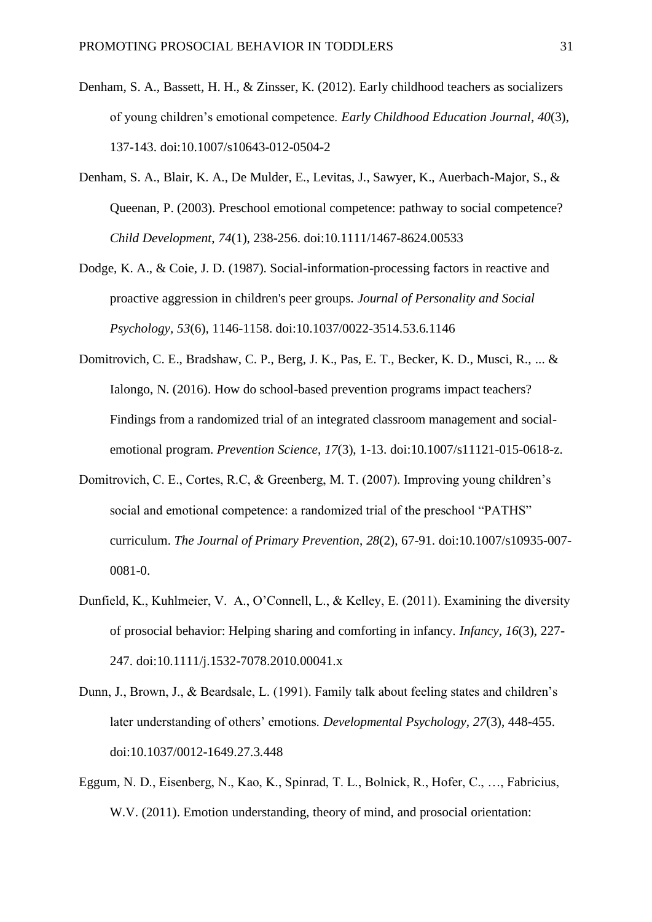Denham, S. A., Bassett, H. H., & Zinsser, K. (2012). Early childhood teachers as socializers of young children's emotional competence. *Early Childhood Education Journal*, *40*(3), 137-143. doi:10.1007/s10643-012-0504-2

Denham, S. A., Blair, K. A., De Mulder, E., Levitas, J., Sawyer, K., Auerbach-Major, S., & Queenan, P. (2003). Preschool emotional competence: pathway to social competence? *Child Development*, *74*(1), 238-256. doi:10.1111/1467-8624.00533

Dodge, K. A., & Coie, J. D. (1987). Social-information-processing factors in reactive and proactive aggression in children's peer groups. *Journal of Personality and Social Psychology*, *53*(6), 1146-1158. doi:10.1037/0022-3514.53.6.1146

Domitrovich, C. E., Bradshaw, C. P., Berg, J. K., Pas, E. T., Becker, K. D., Musci, R., ... & Ialongo, N. (2016). How do school-based prevention programs impact teachers? Findings from a randomized trial of an integrated classroom management and social-emotional program. *Prevention Science*, *17*(3), 1-13. doi:10.1007/s11121-015-0618-z.

Domitrovich, C. E., Cortes, R.C, & Greenberg, M. T. (2007). Improving young children's social and emotional competence: a randomized trial of the preschool "PATHS" curriculum. *The Journal of Primary Prevention*, *28*(2), 67-91. doi:10.1007/s10935-007-0081-0.

Dunfield, K., Kuhlmeier, V. A., O'Connell, L., & Kelley, E. (2011). Examining the diversity of prosocial behavior: Helping sharing and comforting in infancy. *Infancy*, *16*(3), 227-247. doi:10.1111/j.1532-7078.2010.00041.x

Dunn, J., Brown, J., & Beardsale, L. (1991). Family talk about feeling states and children's later understanding of others' emotions. *Developmental Psychology*, *27*(3), 448-455. doi:10.1037/0012-1649.27.3.448

Eggum, N. D., Eisenberg, N., Kao, K., Spinrad, T. L., Bolnick, R., Hofer, C., …, Fabricius, W.V. (2011). Emotion understanding, theory of mind, and prosocial orientation: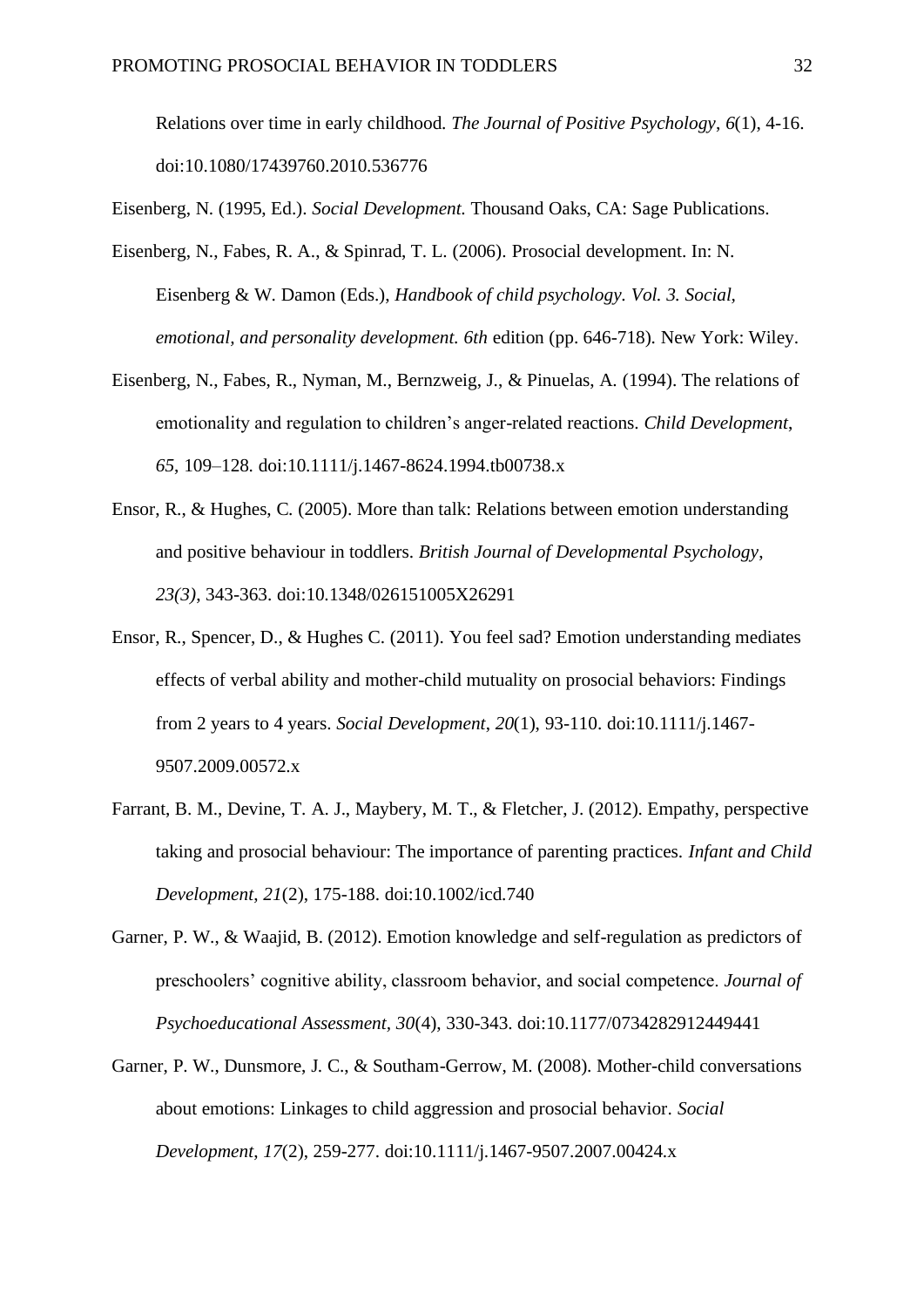Relations over time in early childhood. *The Journal of Positive Psychology*, *6*(1), 4-16. doi:10.1080/17439760.2010.536776

Eisenberg, N. (1995, Ed.). *Social Development.* Thousand Oaks, CA: Sage Publications.

Eisenberg, N., Fabes, R. A., & Spinrad, T. L. (2006). Prosocial development. In: N. Eisenberg & W. Damon (Eds.), *Handbook of child psychology. Vol. 3. Social, emotional, and personality development. 6th* edition (pp. 646-718). New York: Wiley.

Eisenberg, N., Fabes, R., Nyman, M., Bernzweig, J., & Pinuelas, A. (1994). The relations of emotionality and regulation to children's anger-related reactions. *Child Development*, *65*, 109–128. doi:10.1111/j.1467-8624.1994.tb00738.x

Ensor, R., & Hughes, C. (2005). More than talk: Relations between emotion understanding and positive behaviour in toddlers. *British Journal of Developmental Psychology*, *23(3)*, 343-363. doi:10.1348/026151005X26291

Ensor, R., Spencer, D., & Hughes C. (2011). You feel sad? Emotion understanding mediates effects of verbal ability and mother-child mutuality on prosocial behaviors: Findings from 2 years to 4 years. *Social Development*, *20*(1), 93-110. doi:10.1111/j.1467-9507.2009.00572.x

Farrant, B. M., Devine, T. A. J., Maybery, M. T., & Fletcher, J. (2012). Empathy, perspective taking and prosocial behaviour: The importance of parenting practices. *Infant and Child Development*, *21*(2), 175-188. doi:10.1002/icd.740

Garner, P. W., & Waajid, B. (2012). Emotion knowledge and self-regulation as predictors of preschoolers' cognitive ability, classroom behavior, and social competence. *Journal of Psychoeducational Assessment*, *30*(4), 330-343. doi:10.1177/0734282912449441

Garner, P. W., Dunsmore, J. C., & Southam-Gerrow, M. (2008). Mother-child conversations about emotions: Linkages to child aggression and prosocial behavior. *Social Development*, *17*(2), 259-277. doi:10.1111/j.1467-9507.2007.00424.x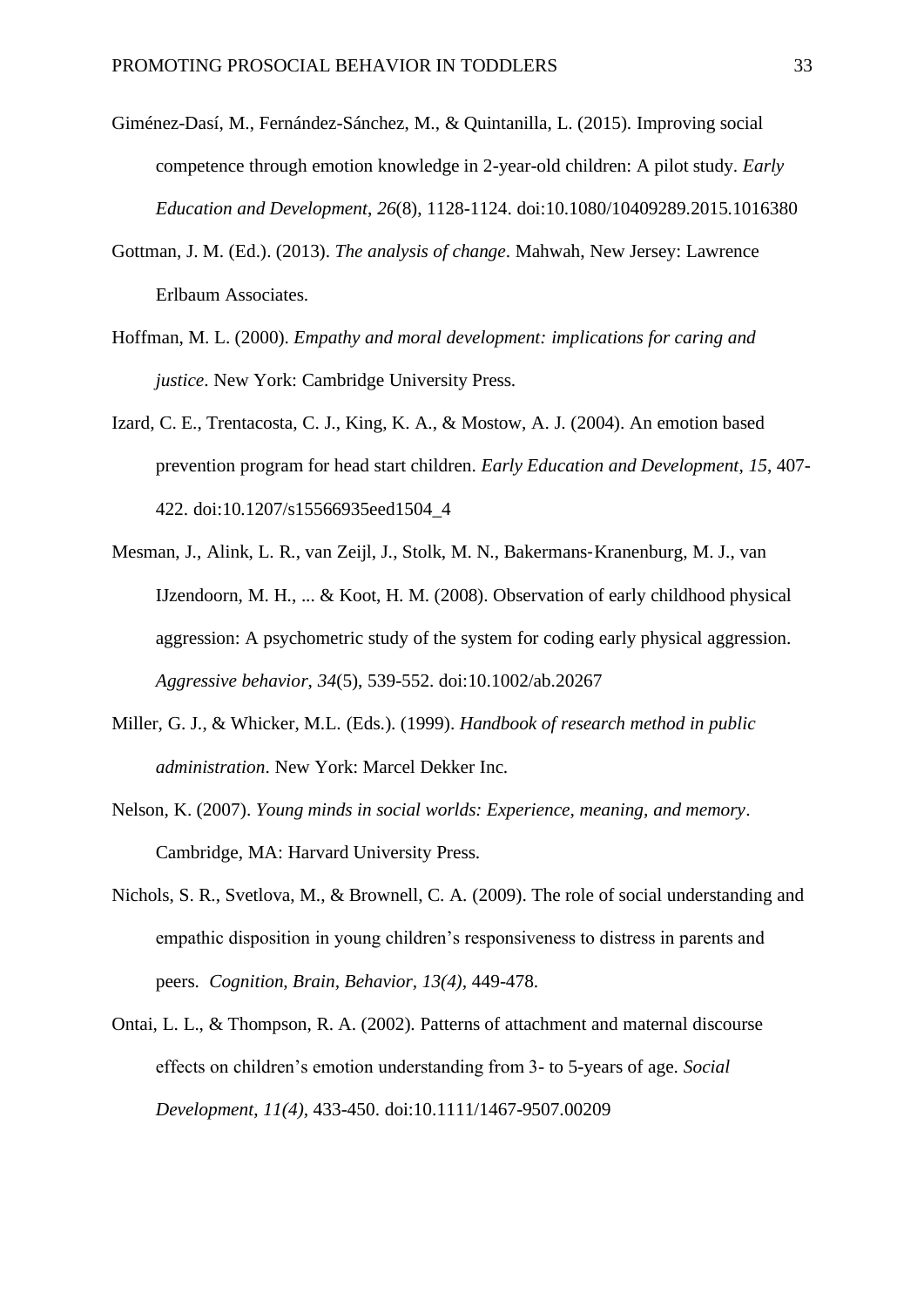Giménez-Dasí, M., Fernández-Sánchez, M., & Quintanilla, L. (2015). Improving social competence through emotion knowledge in 2-year-old children: A pilot study. *Early Education and Development*, *26*(8), 1128-1124. doi:10.1080/10409289.2015.1016380

Gottman, J. M. (Ed.). (2013). *The analysis of change*. Mahwah, New Jersey: Lawrence Erlbaum Associates.

Hoffman, M. L. (2000). *Empathy and moral development: implications for caring and justice*. New York: Cambridge University Press.

Izard, C. E., Trentacosta, C. J., King, K. A., & Mostow, A. J. (2004). An emotion based prevention program for head start children. *Early Education and Development*, *15*, 407-422. doi:10.1207/s15566935eed1504_4

Mesman, J., Alink, L. R., van Zeijl, J., Stolk, M. N., Bakermans‐Kranenburg, M. J., van IJzendoorn, M. H., ... & Koot, H. M. (2008). Observation of early childhood physical aggression: A psychometric study of the system for coding early physical aggression. *Aggressive behavior*, *34*(5), 539-552. doi:10.1002/ab.20267

Miller, G. J., & Whicker, M.L. (Eds.). (1999). *Handbook of research method in public administration*. New York: Marcel Dekker Inc.

Nelson, K. (2007). *Young minds in social worlds: Experience, meaning, and memory*. Cambridge, MA: Harvard University Press.

Nichols, S. R., Svetlova, M., & Brownell, C. A. (2009). The role of social understanding and empathic disposition in young children's responsiveness to distress in parents and peers. *Cognition, Brain, Behavior*, *13(4)*, 449-478.

Ontai, L. L., & Thompson, R. A. (2002). Patterns of attachment and maternal discourse effects on children's emotion understanding from 3- to 5-years of age. *Social Development*, *11(4)*, 433-450. doi:10.1111/1467-9507.00209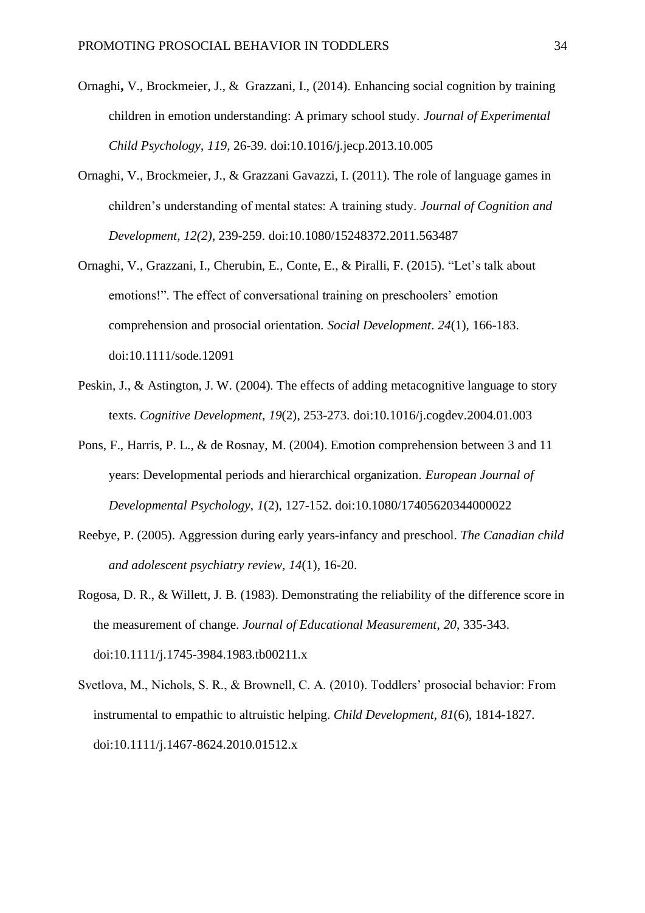Ornaghi**,** V., Brockmeier, J., & Grazzani, I., (2014). Enhancing social cognition by training children in emotion understanding: A primary school study. *Journal of Experimental Child Psychology*, *119*, 26-39. doi:10.1016/j.jecp.2013.10.005

Ornaghi, V., Brockmeier, J., & Grazzani Gavazzi, I. (2011). The role of language games in children's understanding of mental states: A training study. *Journal of Cognition and Development*, *12(2)*, 239-259. doi:10.1080/15248372.2011.563487

Ornaghi, V., Grazzani, I., Cherubin, E., Conte, E., & Piralli, F. (2015). "Let's talk about emotions!". The effect of conversational training on preschoolers' emotion comprehension and prosocial orientation*. Social Development*. *24*(1), 166-183. doi:10.1111/sode.12091

Peskin, J., & Astington, J. W. (2004). The effects of adding metacognitive language to story texts. *Cognitive Development*, *19*(2), 253-273. doi:10.1016/j.cogdev.2004.01.003

Pons, F., Harris, P. L., & de Rosnay, M. (2004). Emotion comprehension between 3 and 11 years: Developmental periods and hierarchical organization. *European Journal of Developmental Psychology*, *1*(2), 127-152. doi:10.1080/17405620344000022

Reebye, P. (2005). Aggression during early years-infancy and preschool. *The Canadian child and adolescent psychiatry review*, *14*(1), 16-20.

Rogosa, D. R., & Willett, J. B. (1983). Demonstrating the reliability of the difference score in the measurement of change. *Journal of Educational Measurement*, *20*, 335-343. doi:10.1111/j.1745-3984.1983.tb00211.x

Svetlova, M., Nichols, S. R., & Brownell, C. A. (2010). Toddlers' prosocial behavior: From instrumental to empathic to altruistic helping. *Child Development*, *81*(6), 1814-1827. doi:10.1111/j.1467-8624.2010.01512.x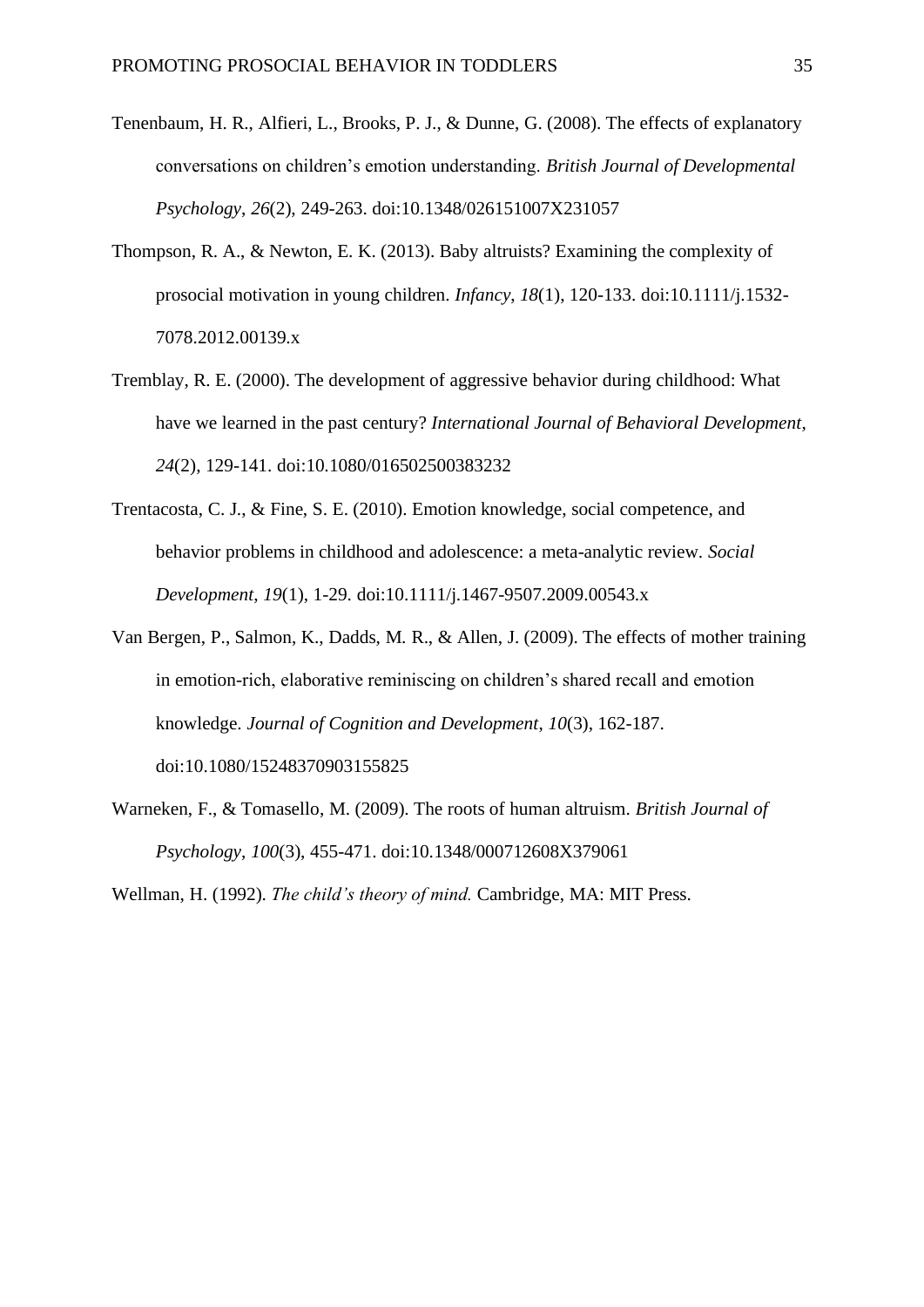Tenenbaum, H. R., Alfieri, L., Brooks, P. J., & Dunne, G. (2008). The effects of explanatory conversations on children's emotion understanding. *British Journal of Developmental Psychology*, *26*(2), 249-263. doi:10.1348/026151007X231057

Thompson, R. A., & Newton, E. K. (2013). Baby altruists? Examining the complexity of prosocial motivation in young children. *Infancy*, *18*(1), 120-133. doi:10.1111/j.1532-7078.2012.00139.x

Tremblay, R. E. (2000). The development of aggressive behavior during childhood: What have we learned in the past century? *International Journal of Behavioral Development*, *24*(2), 129-141. doi:10.1080/016502500383232

Trentacosta, C. J., & Fine, S. E. (2010). Emotion knowledge, social competence, and behavior problems in childhood and adolescence: a meta-analytic review. *Social Development*, *19*(1), 1-29. doi:10.1111/j.1467-9507.2009.00543.x

Van Bergen, P., Salmon, K., Dadds, M. R., & Allen, J. (2009). The effects of mother training in emotion-rich, elaborative reminiscing on children's shared recall and emotion knowledge. *Journal of Cognition and Development*, *10*(3), 162-187. doi:10.1080/15248370903155825

Warneken, F., & Tomasello, M. (2009). The roots of human altruism. *British Journal of Psychology*, *100*(3), 455-471. doi:10.1348/000712608X379061

Wellman, H. (1992). *The child's theory of mind.* Cambridge, MA: MIT Press.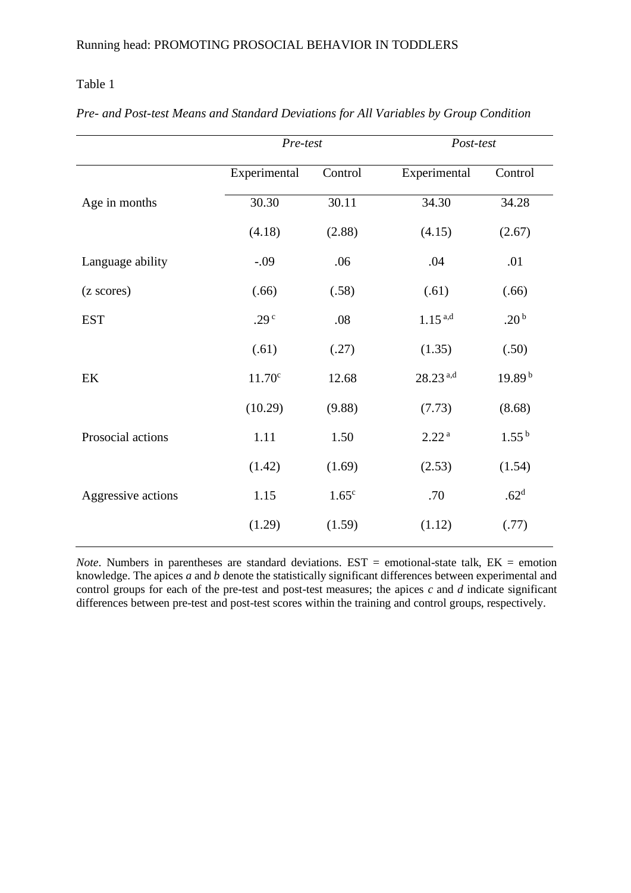Table 1

*Pre- and Post-test Means and Standard Deviations for All Variables by Group Condition*

| | *Pre-test* | | *Post-test* | |
|---|---|---|---|---|
| | Experimental | Control | Experimental | Control |
| Age in months | 30.30 | 30.11 | 34.30 | 34.28 |
| | (4.18) | (2.88) | (4.15) | (2.67) |
| Language ability | -.09 | .06 | .04 | .01 |
| (z scores) | (.66) | (.58) | (.61) | (.66) |
| EST | .29 [c] | .08 | 1.15 [a,d] | .20 [b] |
| | (.61) | (.27) | (1.35) | (.50) |
| EK | 11.70[c] | 12.68 | 28.23 [a,d] | 19.89 [b] |
| | (10.29) | (9.88) | (7.73) | (8.68) |
| Prosocial actions | 1.11 | 1.50 | 2.22 [a] | 1.55 [b] |
| | (1.42) | (1.69) | (2.53) | (1.54) |
| Aggressive actions | 1.15 | 1.65[c] | .70 | .62[d] |
| | (1.29) | (1.59) | (1.12) | (.77) |

*Note*. Numbers in parentheses are standard deviations. EST = emotional-state talk, EK = emotion knowledge. The apices *a* and *b* denote the statistically significant differences between experimental and control groups for each of the pre-test and post-test measures; the apices *c* and *d* indicate significant differences between pre-test and post-test scores within the training and control groups, respectively.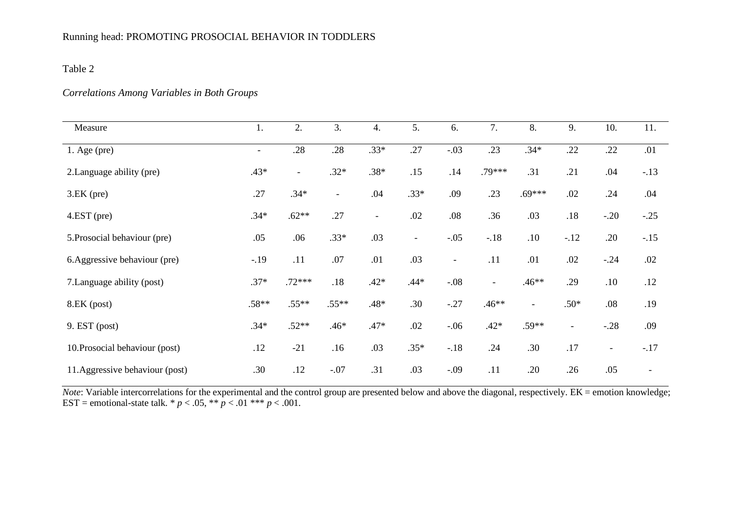Table 2

*Correlations Among Variables in Both Groups*

| Measure | 1. | 2. | 3. | 4. | 5. | 6. | 7. | 8. | 9. | 10. | 11. |
|---|---|---|---|---|---|---|---|---|---|---|---|
| 1. Age (pre) | - | .28 | .28 | .33* | .27 | -.03 | .23 | .34* | .22 | .22 | .01 |
| 2.Language ability (pre) | .43* | - | .32* | .38* | .15 | .14 | .79*** | .31 | .21 | .04 | -.13 |
| 3.EK (pre) | .27 | .34* | - | .04 | .33* | .09 | .23 | .69*** | .02 | .24 | .04 |
| 4.EST (pre) | .34* | .62** | .27 | - | .02 | .08 | .36 | .03 | .18 | -.20 | -.25 |
| 5.Prosocial behaviour (pre) | .05 | .06 | .33* | .03 | - | -.05 | -.18 | .10 | -.12 | .20 | -.15 |
| 6.Aggressive behaviour (pre) | -.19 | .11 | .07 | .01 | .03 | - | .11 | .01 | .02 | -.24 | .02 |
| 7.Language ability (post) | .37* | .72*** | .18 | .42* | .44* | -.08 | - | .46** | .29 | .10 | .12 |
| 8.EK (post) | .58** | .55** | .55** | .48* | .30 | -.27 | .46** | - | .50* | .08 | .19 |
| 9. EST (post) | .34* | .52** | .46* | .47* | .02 | -.06 | .42* | .59** | - | -.28 | .09 |
| 10.Prosocial behaviour (post) | .12 | -21 | .16 | .03 | .35* | -.18 | .24 | .30 | .17 | - | -.17 |
| 11.Aggressive behaviour (post) | .30 | .12 | -.07 | .31 | .03 | -.09 | .11 | .20 | .26 | .05 | - |

*Note*: Variable intercorrelations for the experimental and the control group are presented below and above the diagonal, respectively. EK = emotion knowledge; EST = emotional-state talk. * $p < .05$, ** $p < .01$ *** $p < .001$.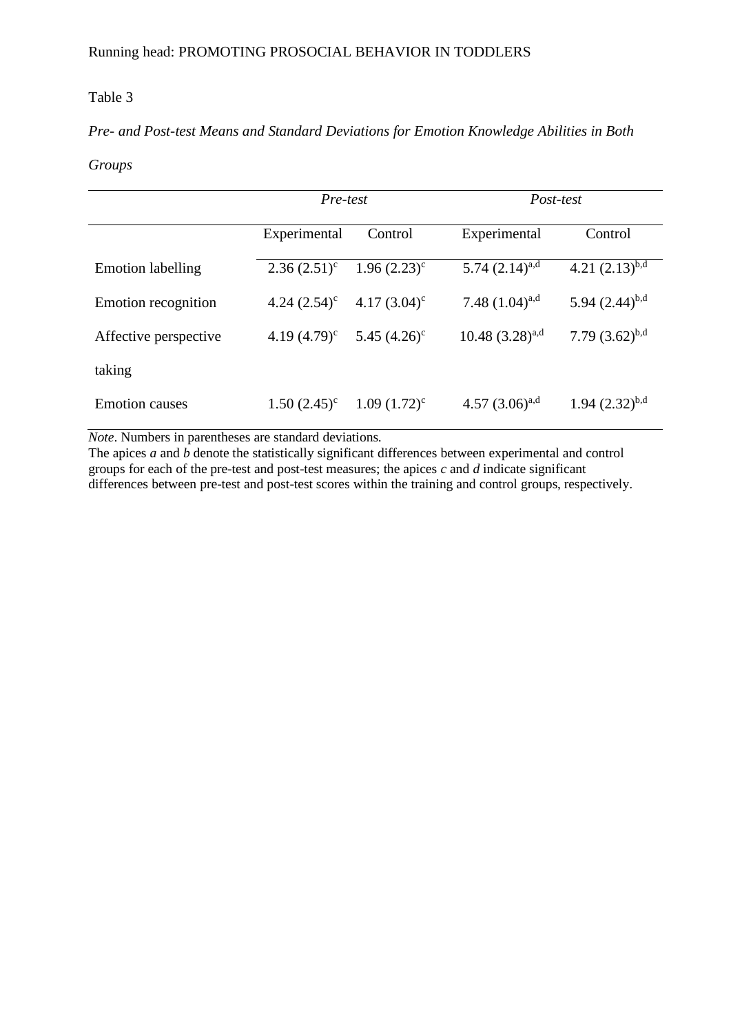Table 3

*Pre- and Post-test Means and Standard Deviations for Emotion Knowledge Abilities in Both Groups*

| | *Pre-test* | | *Post-test* | |
|---|---|---|---|---|
| | Experimental | Control | Experimental | Control |
| Emotion labelling | 2.36 (2.51)[c] | 1.96 (2.23)[c] | 5.74 (2.14)[a,d] | 4.21 (2.13)[b,d] |
| Emotion recognition | 4.24 (2.54)[c] | 4.17 (3.04)[c] | 7.48 (1.04)[a,d] | 5.94 (2.44)[b,d] |
| Affective perspective taking | 4.19 (4.79)[c] | 5.45 (4.26)[c] | 10.48 (3.28)[a,d] | 7.79 (3.62)[b,d] |
| Emotion causes | 1.50 (2.45)[c] | 1.09 (1.72)[c] | 4.57 (3.06)[a,d] | 1.94 (2.32)[b,d] |

*Note*. Numbers in parentheses are standard deviations.
The apices *a* and *b* denote the statistically significant differences between experimental and control groups for each of the pre-test and post-test measures; the apices *c* and *d* indicate significant differences between pre-test and post-test scores within the training and control groups, respectively.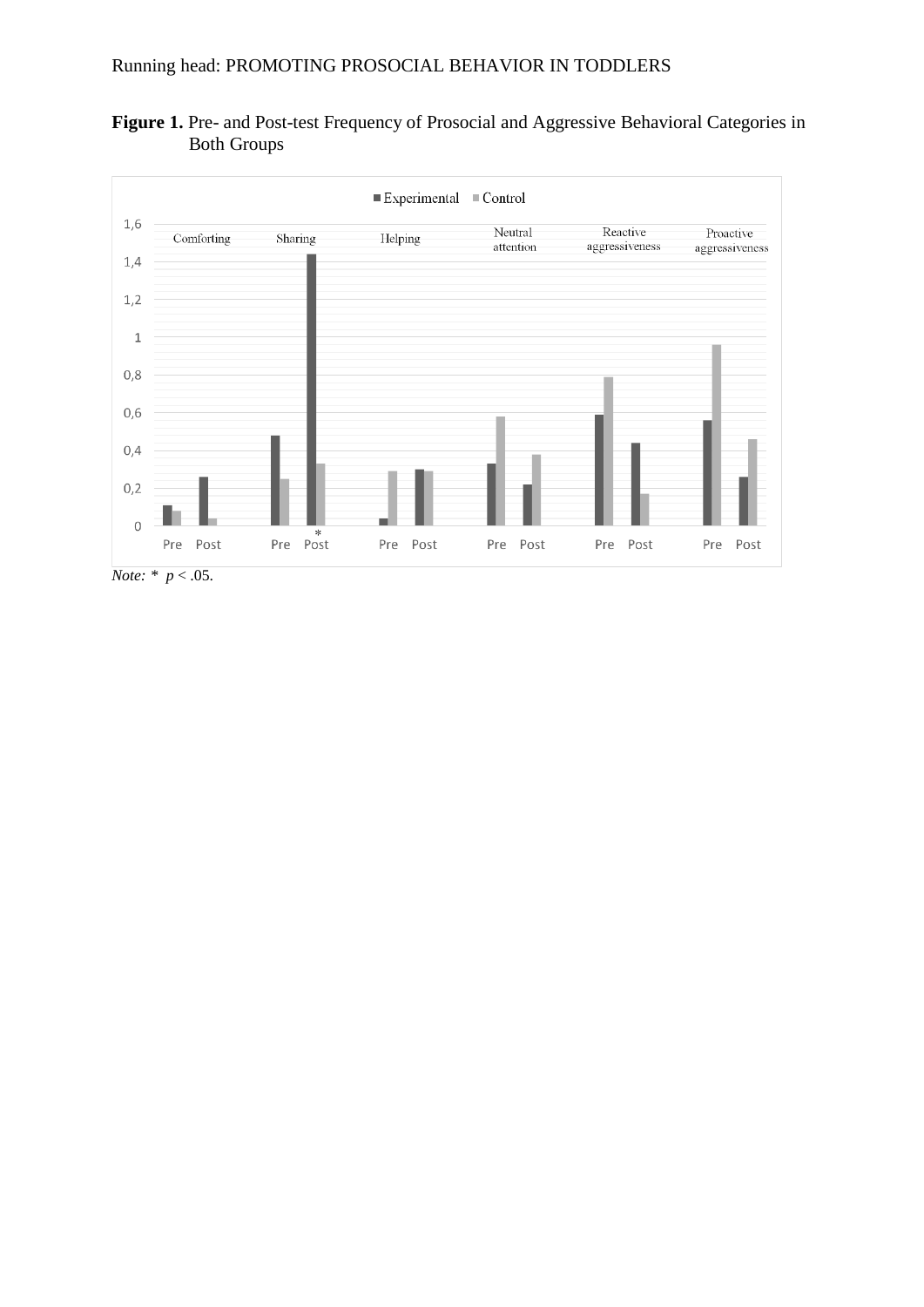**Figure 1.** Pre- and Post-test Frequency of Prosocial and Aggressive Behavioral Categories in Both Groups

*Note:* * $p < .05$.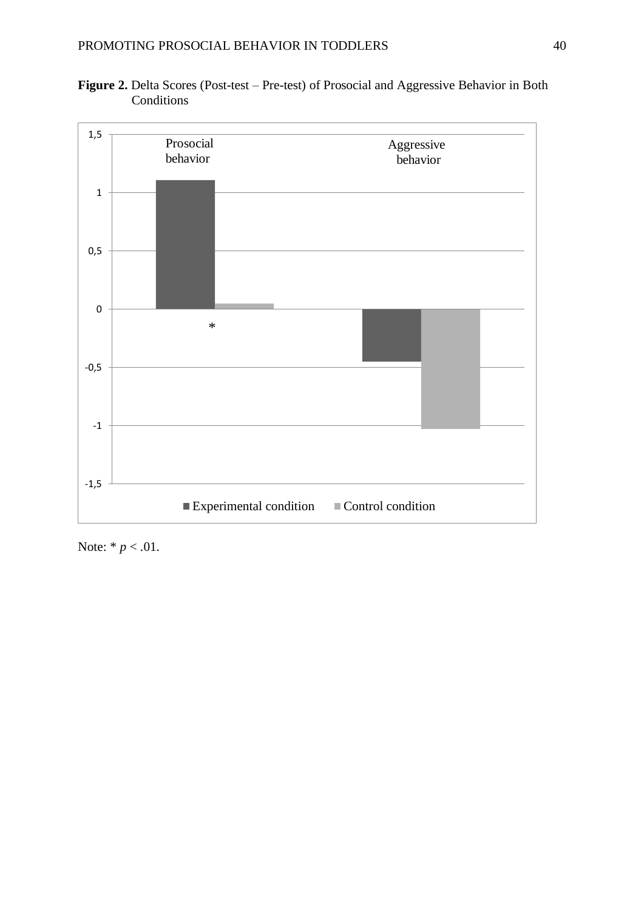**Figure 2.** Delta Scores (Post-test – Pre-test) of Prosocial and Aggressive Behavior in Both Conditions

1,5
1
0,5
0
-0,5
-1
-1,5

Prosocial behavior

Aggressive behavior

*

Experimental condition
Control condition

Note: * *p* < .01.